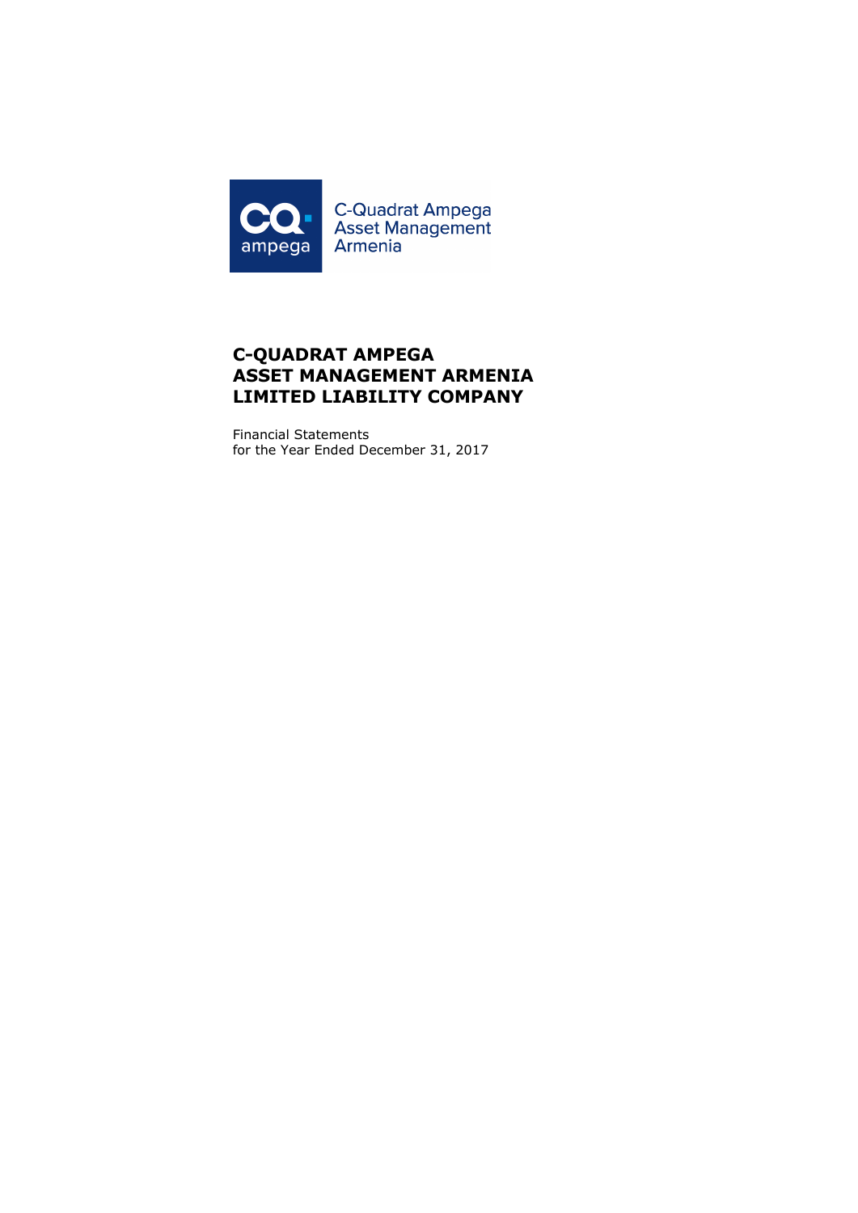C-Quadrat Ampega Asset Management Armenia

# C-QUADRAT AMPEGA ASSET MANAGEMENT ARMENIA LIMITED LIABILITY COMPANY

Financial Statements
for the Year Ended December 31, 2017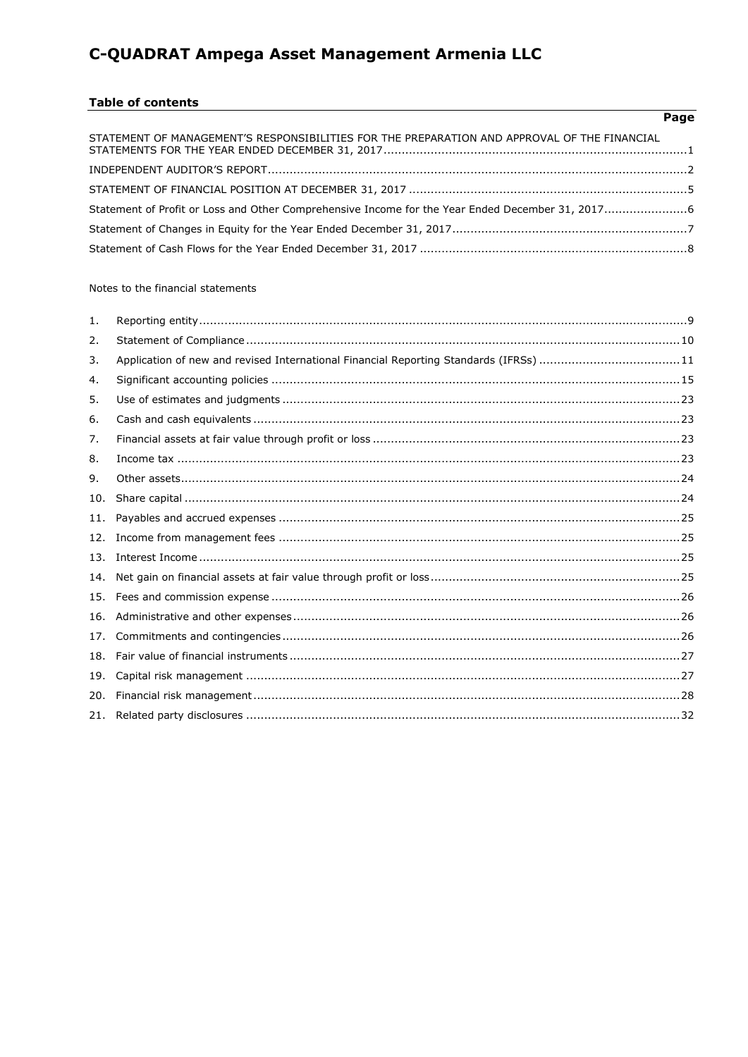# C-QUADRAT Ampega Asset Management Armenia LLC

## Table of contents

| | Page |
|---|---|
| STATEMENT OF MANAGEMENT'S RESPONSIBILITIES FOR THE PREPARATION AND APPROVAL OF THE FINANCIAL STATEMENTS FOR THE YEAR ENDED DECEMBER 31, 2017 | 1 |
| INDEPENDENT AUDITOR'S REPORT | 2 |
| STATEMENT OF FINANCIAL POSITION AT DECEMBER 31, 2017 | 5 |
| Statement of Profit or Loss and Other Comprehensive Income for the Year Ended December 31, 2017 | 6 |
| Statement of Changes in Equity for the Year Ended December 31, 2017 | 7 |
| Statement of Cash Flows for the Year Ended December 31, 2017 | 8 |

Notes to the financial statements

| | | |
|---|---|---|
| 1. | Reporting entity | 9 |
| 2. | Statement of Compliance | 10 |
| 3. | Application of new and revised International Financial Reporting Standards (IFRSs) | 11 |
| 4. | Significant accounting policies | 15 |
| 5. | Use of estimates and judgments | 23 |
| 6. | Cash and cash equivalents | 23 |
| 7. | Financial assets at fair value through profit or loss | 23 |
| 8. | Income tax | 23 |
| 9. | Other assets | 24 |
| 10. | Share capital | 24 |
| 11. | Payables and accrued expenses | 25 |
| 12. | Income from management fees | 25 |
| 13. | Interest Income | 25 |
| 14. | Net gain on financial assets at fair value through profit or loss | 25 |
| 15. | Fees and commission expense | 26 |
| 16. | Administrative and other expenses | 26 |
| 17. | Commitments and contingencies | 26 |
| 18. | Fair value of financial instruments | 27 |
| 19. | Capital risk management | 27 |
| 20. | Financial risk management | 28 |
| 21. | Related party disclosures | 32 |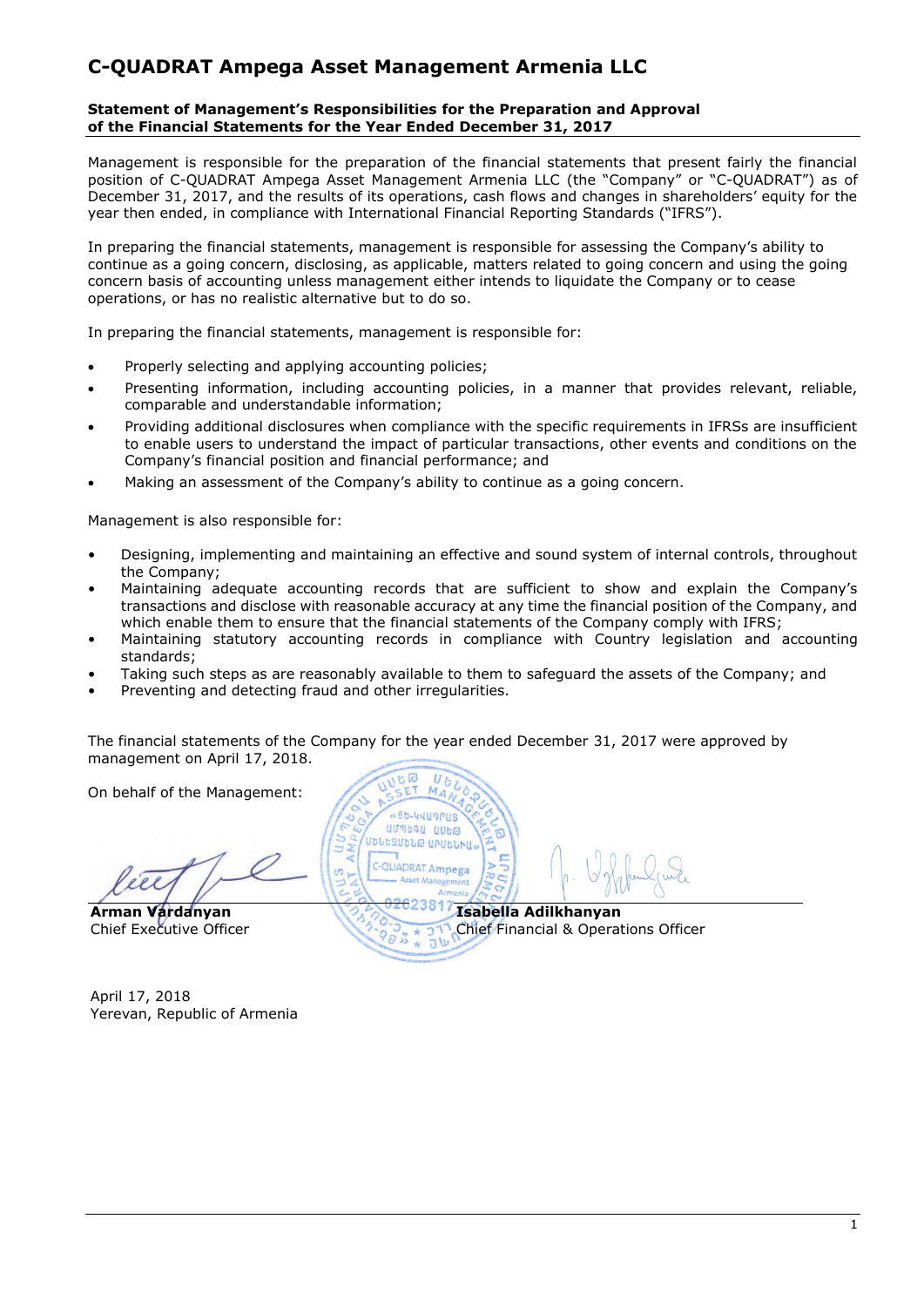# C-QUADRAT Ampega Asset Management Armenia LLC

**Statement of Management's Responsibilities for the Preparation and Approval of the Financial Statements for the Year Ended December 31, 2017**

Management is responsible for the preparation of the financial statements that present fairly the financial position of C-QUADRAT Ampega Asset Management Armenia LLC (the "Company" or "C-QUADRAT") as of December 31, 2017, and the results of its operations, cash flows and changes in shareholders' equity for the year then ended, in compliance with International Financial Reporting Standards ("IFRS").

In preparing the financial statements, management is responsible for assessing the Company's ability to continue as a going concern, disclosing, as applicable, matters related to going concern and using the going concern basis of accounting unless management either intends to liquidate the Company or to cease operations, or has no realistic alternative but to do so.

In preparing the financial statements, management is responsible for:

- Properly selecting and applying accounting policies;
- Presenting information, including accounting policies, in a manner that provides relevant, reliable, comparable and understandable information;
- Providing additional disclosures when compliance with the specific requirements in IFRSs are insufficient to enable users to understand the impact of particular transactions, other events and conditions on the Company's financial position and financial performance; and
- Making an assessment of the Company's ability to continue as a going concern.

Management is also responsible for:

- Designing, implementing and maintaining an effective and sound system of internal controls, throughout the Company;
- Maintaining adequate accounting records that are sufficient to show and explain the Company's transactions and disclose with reasonable accuracy at any time the financial position of the Company, and which enable them to ensure that the financial statements of the Company comply with IFRS;
- Maintaining statutory accounting records in compliance with Country legislation and accounting standards;
- Taking such steps as are reasonably available to them to safeguard the assets of the Company; and
- Preventing and detecting fraud and other irregularities.

The financial statements of the Company for the year ended December 31, 2017 were approved by management on April 17, 2018.

On behalf of the Management:

**Arman Vardanyan**
Chief Executive Officer

**Isabella Adilkhanyan**
Chief Financial & Operations Officer

April 17, 2018
Yerevan, Republic of Armenia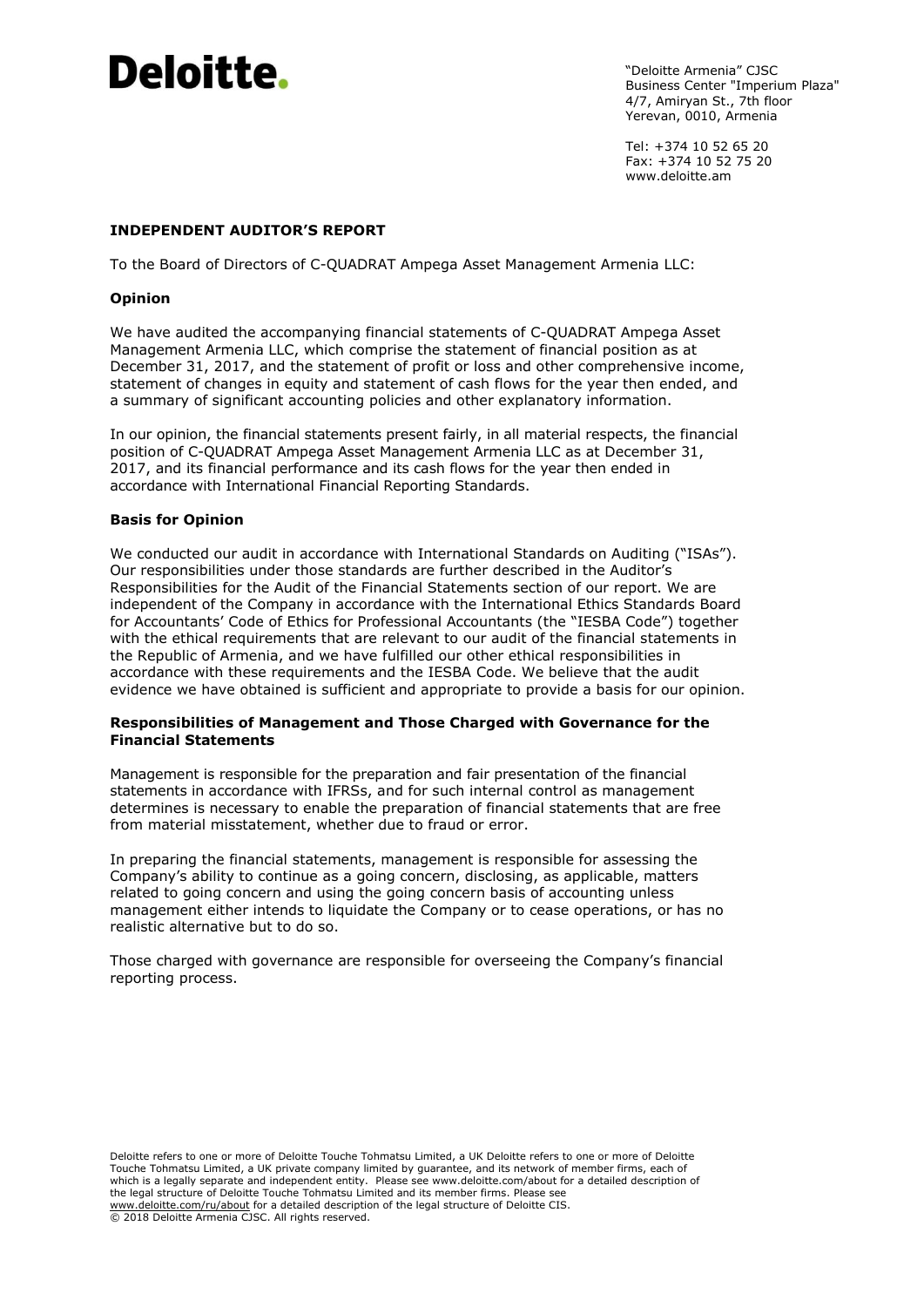# Deloitte.

"Deloitte Armenia" CJSC
Business Center "Imperium Plaza"
4/7, Amiryan St., 7th floor
Yerevan, 0010, Armenia

Tel: +374 10 52 65 20
Fax: +374 10 52 75 20
www.deloitte.am

**INDEPENDENT AUDITOR'S REPORT**

To the Board of Directors of C-QUADRAT Ampega Asset Management Armenia LLC:

**Opinion**

We have audited the accompanying financial statements of C-QUADRAT Ampega Asset Management Armenia LLC, which comprise the statement of financial position as at December 31, 2017, and the statement of profit or loss and other comprehensive income, statement of changes in equity and statement of cash flows for the year then ended, and a summary of significant accounting policies and other explanatory information.

In our opinion, the financial statements present fairly, in all material respects, the financial position of C-QUADRAT Ampega Asset Management Armenia LLC as at December 31, 2017, and its financial performance and its cash flows for the year then ended in accordance with International Financial Reporting Standards.

**Basis for Opinion**

We conducted our audit in accordance with International Standards on Auditing ("ISAs"). Our responsibilities under those standards are further described in the Auditor's Responsibilities for the Audit of the Financial Statements section of our report. We are independent of the Company in accordance with the International Ethics Standards Board for Accountants' Code of Ethics for Professional Accountants (the "IESBA Code") together with the ethical requirements that are relevant to our audit of the financial statements in the Republic of Armenia, and we have fulfilled our other ethical responsibilities in accordance with these requirements and the IESBA Code. We believe that the audit evidence we have obtained is sufficient and appropriate to provide a basis for our opinion.

**Responsibilities of Management and Those Charged with Governance for the Financial Statements**

Management is responsible for the preparation and fair presentation of the financial statements in accordance with IFRSs, and for such internal control as management determines is necessary to enable the preparation of financial statements that are free from material misstatement, whether due to fraud or error.

In preparing the financial statements, management is responsible for assessing the Company's ability to continue as a going concern, disclosing, as applicable, matters related to going concern and using the going concern basis of accounting unless management either intends to liquidate the Company or to cease operations, or has no realistic alternative but to do so.

Those charged with governance are responsible for overseeing the Company's financial reporting process.

Deloitte refers to one or more of Deloitte Touche Tohmatsu Limited, a UK Deloitte refers to one or more of Deloitte Touche Tohmatsu Limited, a UK private company limited by guarantee, and its network of member firms, each of which is a legally separate and independent entity. Please see www.deloitte.com/about for a detailed description of the legal structure of Deloitte Touche Tohmatsu Limited and its member firms. Please see www.deloitte.com/ru/about for a detailed description of the legal structure of Deloitte CIS.
© 2018 Deloitte Armenia CJSC. All rights reserved.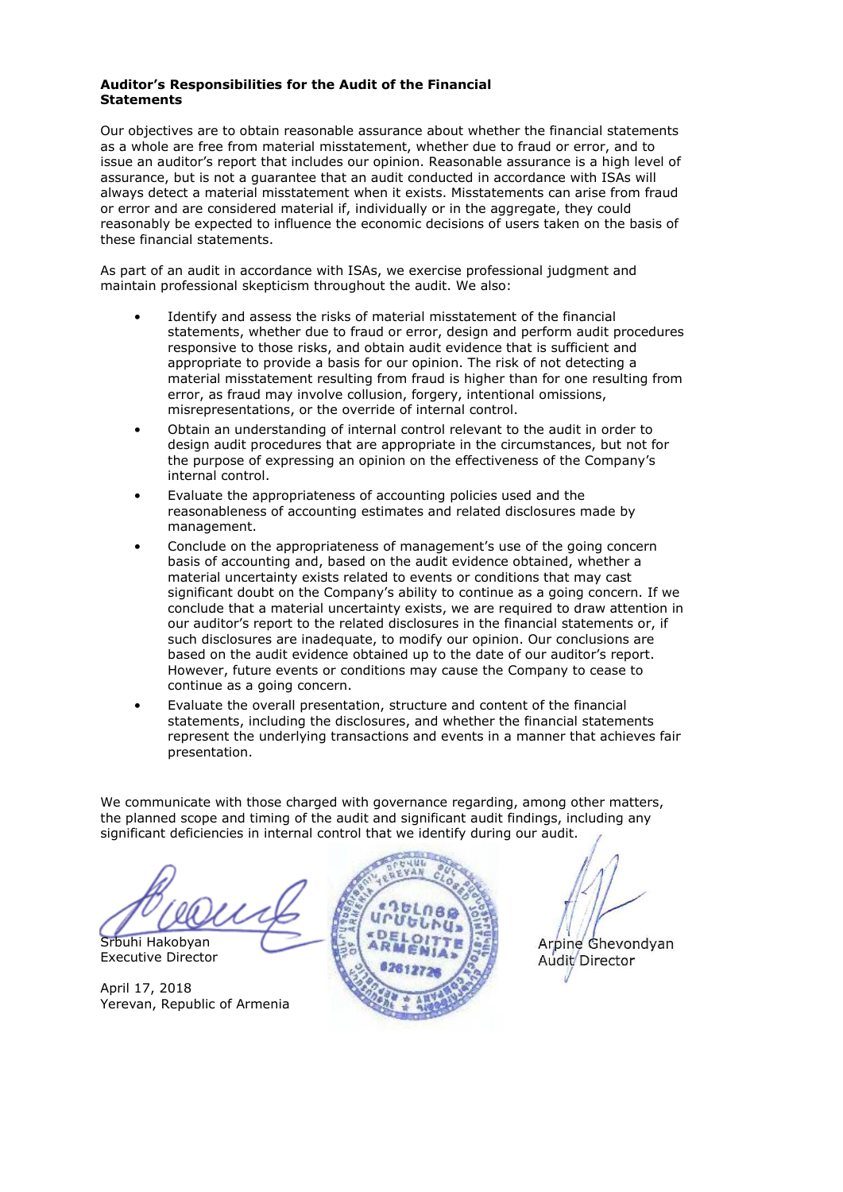**Auditor's Responsibilities for the Audit of the Financial Statements**

Our objectives are to obtain reasonable assurance about whether the financial statements as a whole are free from material misstatement, whether due to fraud or error, and to issue an auditor's report that includes our opinion. Reasonable assurance is a high level of assurance, but is not a guarantee that an audit conducted in accordance with ISAs will always detect a material misstatement when it exists. Misstatements can arise from fraud or error and are considered material if, individually or in the aggregate, they could reasonably be expected to influence the economic decisions of users taken on the basis of these financial statements.

As part of an audit in accordance with ISAs, we exercise professional judgment and maintain professional skepticism throughout the audit. We also:

- Identify and assess the risks of material misstatement of the financial statements, whether due to fraud or error, design and perform audit procedures responsive to those risks, and obtain audit evidence that is sufficient and appropriate to provide a basis for our opinion. The risk of not detecting a material misstatement resulting from fraud is higher than for one resulting from error, as fraud may involve collusion, forgery, intentional omissions, misrepresentations, or the override of internal control.
- Obtain an understanding of internal control relevant to the audit in order to design audit procedures that are appropriate in the circumstances, but not for the purpose of expressing an opinion on the effectiveness of the Company's internal control.
- Evaluate the appropriateness of accounting policies used and the reasonableness of accounting estimates and related disclosures made by management.
- Conclude on the appropriateness of management's use of the going concern basis of accounting and, based on the audit evidence obtained, whether a material uncertainty exists related to events or conditions that may cast significant doubt on the Company's ability to continue as a going concern. If we conclude that a material uncertainty exists, we are required to draw attention in our auditor's report to the related disclosures in the financial statements or, if such disclosures are inadequate, to modify our opinion. Our conclusions are based on the audit evidence obtained up to the date of our auditor's report. However, future events or conditions may cause the Company to cease to continue as a going concern.
- Evaluate the overall presentation, structure and content of the financial statements, including the disclosures, and whether the financial statements represent the underlying transactions and events in a manner that achieves fair presentation.

We communicate with those charged with governance regarding, among other matters, the planned scope and timing of the audit and significant audit findings, including any significant deficiencies in internal control that we identify during our audit.

Srbuhi Hakobyan
Executive Director

Arpine Ghevondyan
Audit Director

April 17, 2018
Yerevan, Republic of Armenia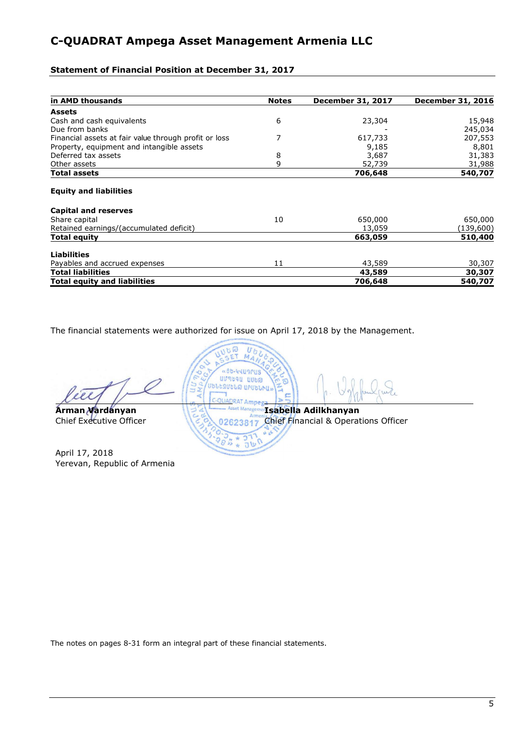# C-QUADRAT Ampega Asset Management Armenia LLC

**Statement of Financial Position at December 31, 2017**

| in AMD thousands | Notes | December 31, 2017 | December 31, 2016 |
|---|---|---|---|
| **Assets** | | | |
| Cash and cash equivalents | 6 | 23,304 | 15,948 |
| Due from banks | | - | 245,034 |
| Financial assets at fair value through profit or loss | 7 | 617,733 | 207,553 |
| Property, equipment and intangible assets | | 9,185 | 8,801 |
| Deferred tax assets | 8 | 3,687 | 31,383 |
| Other assets | 9 | 52,739 | 31,988 |
| **Total assets** | | **706,648** | **540,707** |
| **Equity and liabilities** | | | |
| **Capital and reserves** | | | |
| Share capital | 10 | 650,000 | 650,000 |
| Retained earnings/(accumulated deficit) | | 13,059 | (139,600) |
| **Total equity** | | **663,059** | **510,400** |
| **Liabilities** | | | |
| Payables and accrued expenses | 11 | 43,589 | 30,307 |
| **Total liabilities** | | **43,589** | **30,307** |
| **Total equity and liabilities** | | **706,648** | **540,707** |

The financial statements were authorized for issue on April 17, 2018 by the Management.

**Arman Vardanyan**
Chief Executive Officer

**Isabella Adilkhanyan**
Chief Financial & Operations Officer

April 17, 2018
Yerevan, Republic of Armenia

The notes on pages 8-31 form an integral part of these financial statements.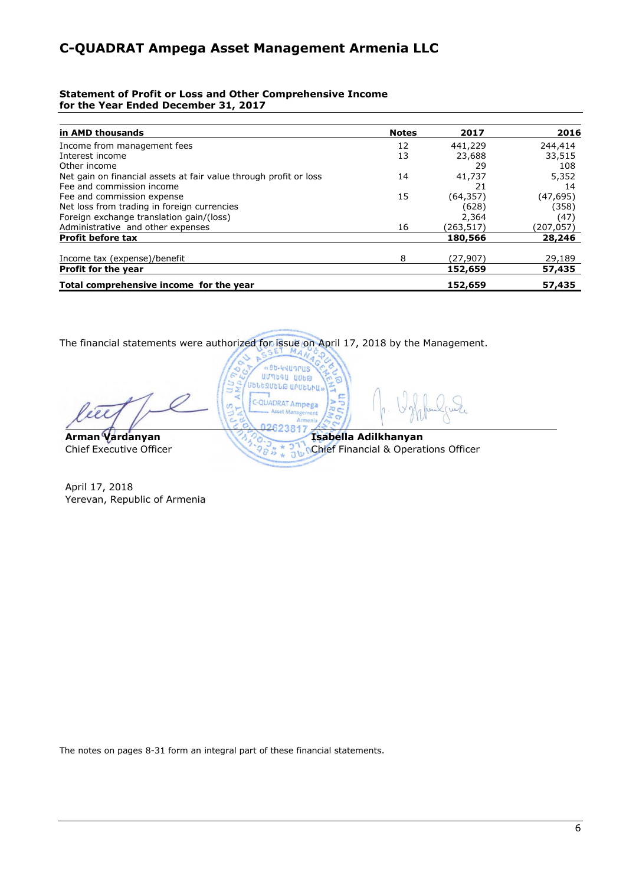# C-QUADRAT Ampega Asset Management Armenia LLC

**Statement of Profit or Loss and Other Comprehensive Income**
**for the Year Ended December 31, 2017**

| in AMD thousands | Notes | 2017 | 2016 |
|---|---|---|---|
| Income from management fees | 12 | 441,229 | 244,414 |
| Interest income | 13 | 23,688 | 33,515 |
| Other income | | 29 | 108 |
| Net gain on financial assets at fair value through profit or loss | 14 | 41,737 | 5,352 |
| Fee and commission income | | 21 | 14 |
| Fee and commission expense | 15 | (64,357) | (47,695) |
| Net loss from trading in foreign currencies | | (628) | (358) |
| Foreign exchange translation gain/(loss) | | 2,364 | (47) |
| Administrative and other expenses | 16 | (263,517) | (207,057) |
| **Profit before tax** | | **180,566** | **28,246** |
| Income tax (expense)/benefit | 8 | (27,907) | 29,189 |
| **Profit for the year** | | **152,659** | **57,435** |
| **Total comprehensive income for the year** | | **152,659** | **57,435** |

The financial statements were authorized for issue on April 17, 2018 by the Management.

**Arman Vardanyan**
Chief Executive Officer

**Isabella Adilkhanyan**
Chief Financial & Operations Officer

April 17, 2018
Yerevan, Republic of Armenia

The notes on pages 8-31 form an integral part of these financial statements.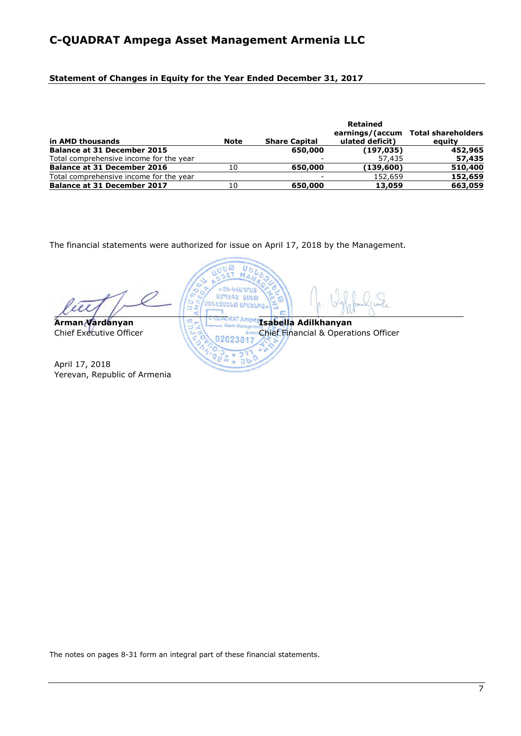# C-QUADRAT Ampega Asset Management Armenia LLC

### Statement of Changes in Equity for the Year Ended December 31, 2017

| in AMD thousands | Note | Share Capital | Retained earnings/(accumulated deficit) | Total shareholders equity |
|---|---|---|---|---|
| **Balance at 31 December 2015** | | **650,000** | **(197,035)** | **452,965** |
| Total comprehensive income for the year | | - | 57,435 | **57,435** |
| **Balance at 31 December 2016** | 10 | **650,000** | **(139,600)** | **510,400** |
| Total comprehensive income for the year | | - | 152,659 | **152,659** |
| **Balance at 31 December 2017** | 10 | **650,000** | **13,059** | **663,059** |

The financial statements were authorized for issue on April 17, 2018 by the Management.

**Arman Vardanyan**
Chief Executive Officer

**Isabella Adilkhanyan**
Chief Financial & Operations Officer

April 17, 2018
Yerevan, Republic of Armenia

The notes on pages 8-31 form an integral part of these financial statements.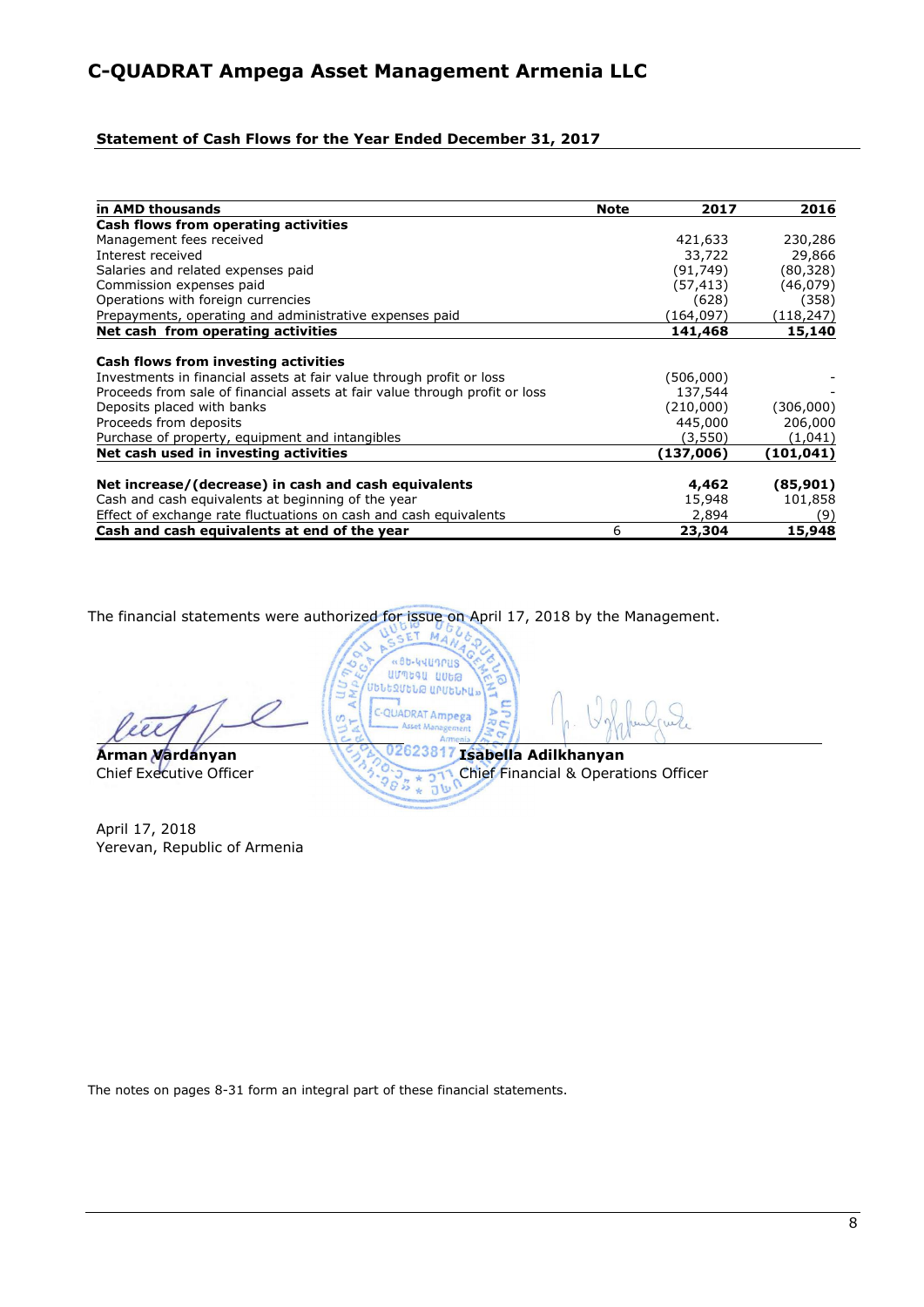# C-QUADRAT Ampega Asset Management Armenia LLC

## Statement of Cash Flows for the Year Ended December 31, 2017

| in AMD thousands | Note | 2017 | 2016 |
|---|---|---|---|
| **Cash flows from operating activities** | | | |
| Management fees received | | 421,633 | 230,286 |
| Interest received | | 33,722 | 29,866 |
| Salaries and related expenses paid | | (91,749) | (80,328) |
| Commission expenses paid | | (57,413) | (46,079) |
| Operations with foreign currencies | | (628) | (358) |
| Prepayments, operating and administrative expenses paid | | (164,097) | (118,247) |
| **Net cash from operating activities** | | **141,468** | **15,140** |
| **Cash flows from investing activities** | | | |
| Investments in financial assets at fair value through profit or loss | | (506,000) | - |
| Proceeds from sale of financial assets at fair value through profit or loss | | 137,544 | - |
| Deposits placed with banks | | (210,000) | (306,000) |
| Proceeds from deposits | | 445,000 | 206,000 |
| Purchase of property, equipment and intangibles | | (3,550) | (1,041) |
| **Net cash used in investing activities** | | **(137,006)** | **(101,041)** |
| **Net increase/(decrease) in cash and cash equivalents** | | **4,462** | **(85,901)** |
| Cash and cash equivalents at beginning of the year | | 15,948 | 101,858 |
| Effect of exchange rate fluctuations on cash and cash equivalents | | 2,894 | (9) |
| **Cash and cash equivalents at end of the year** | 6 | **23,304** | **15,948** |

The financial statements were authorized for issue on April 17, 2018 by the Management.

**Arman Vardanyan**
Chief Executive Officer

**Isabella Adilkhanyan**
Chief Financial & Operations Officer

April 17, 2018
Yerevan, Republic of Armenia

The notes on pages 8-31 form an integral part of these financial statements.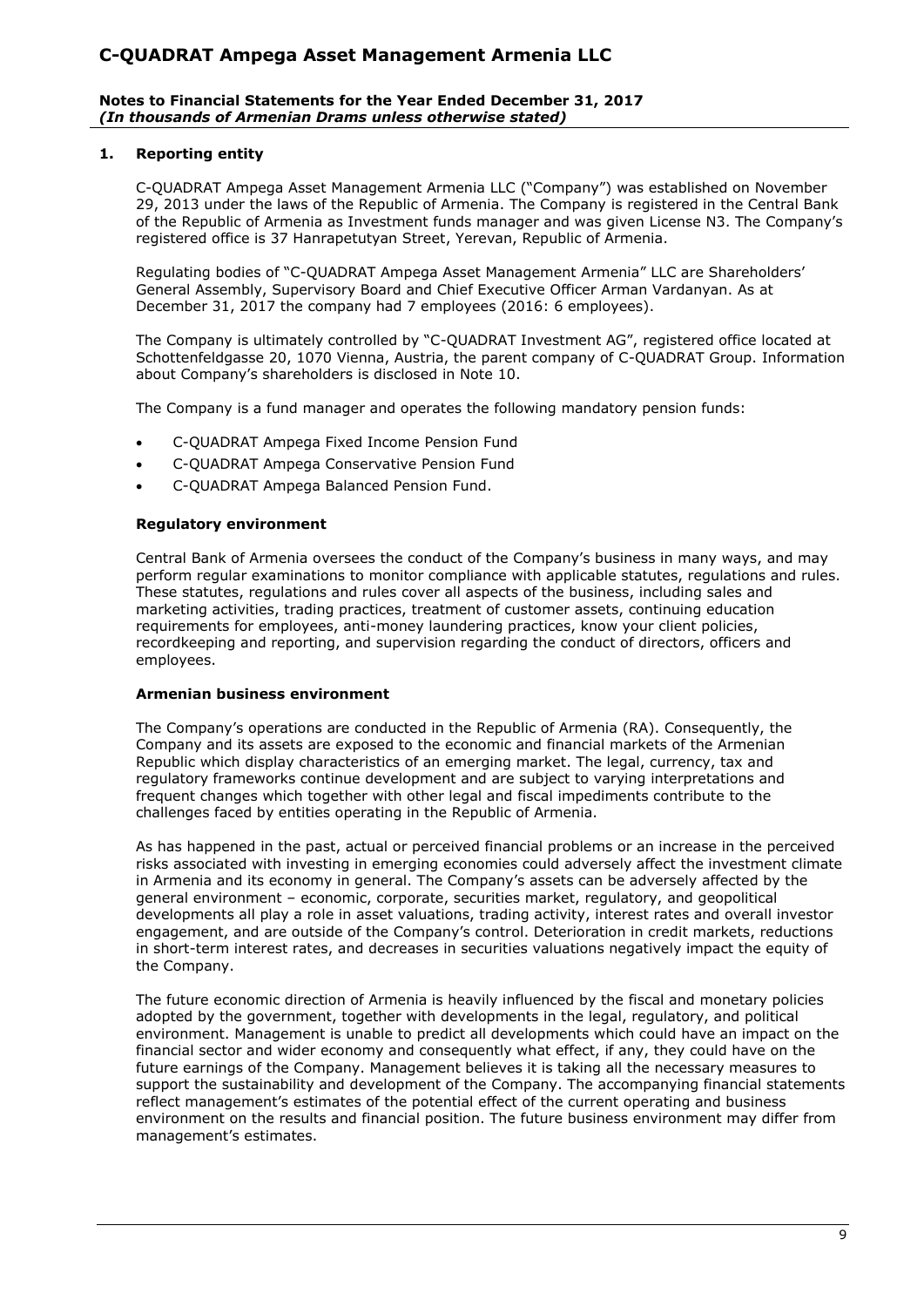## 1. Reporting entity

C-QUADRAT Ampega Asset Management Armenia LLC ("Company") was established on November 29, 2013 under the laws of the Republic of Armenia. The Company is registered in the Central Bank of the Republic of Armenia as Investment funds manager and was given License N3. The Company's registered office is 37 Hanrapetutyan Street, Yerevan, Republic of Armenia.

Regulating bodies of "C-QUADRAT Ampega Asset Management Armenia" LLC are Shareholders' General Assembly, Supervisory Board and Chief Executive Officer Arman Vardanyan. As at December 31, 2017 the company had 7 employees (2016: 6 employees).

The Company is ultimately controlled by "C-QUADRAT Investment AG", registered office located at Schottenfeldgasse 20, 1070 Vienna, Austria, the parent company of C-QUADRAT Group. Information about Company's shareholders is disclosed in Note 10.

The Company is a fund manager and operates the following mandatory pension funds:

- C-QUADRAT Ampega Fixed Income Pension Fund
- C-QUADRAT Ampega Conservative Pension Fund
- C-QUADRAT Ampega Balanced Pension Fund.

### Regulatory environment

Central Bank of Armenia oversees the conduct of the Company's business in many ways, and may perform regular examinations to monitor compliance with applicable statutes, regulations and rules. These statutes, regulations and rules cover all aspects of the business, including sales and marketing activities, trading practices, treatment of customer assets, continuing education requirements for employees, anti-money laundering practices, know your client policies, recordkeeping and reporting, and supervision regarding the conduct of directors, officers and employees.

### Armenian business environment

The Company's operations are conducted in the Republic of Armenia (RA). Consequently, the Company and its assets are exposed to the economic and financial markets of the Armenian Republic which display characteristics of an emerging market. The legal, currency, tax and regulatory frameworks continue development and are subject to varying interpretations and frequent changes which together with other legal and fiscal impediments contribute to the challenges faced by entities operating in the Republic of Armenia.

As has happened in the past, actual or perceived financial problems or an increase in the perceived risks associated with investing in emerging economies could adversely affect the investment climate in Armenia and its economy in general. The Company's assets can be adversely affected by the general environment – economic, corporate, securities market, regulatory, and geopolitical developments all play a role in asset valuations, trading activity, interest rates and overall investor engagement, and are outside of the Company's control. Deterioration in credit markets, reductions in short-term interest rates, and decreases in securities valuations negatively impact the equity of the Company.

The future economic direction of Armenia is heavily influenced by the fiscal and monetary policies adopted by the government, together with developments in the legal, regulatory, and political environment. Management is unable to predict all developments which could have an impact on the financial sector and wider economy and consequently what effect, if any, they could have on the future earnings of the Company. Management believes it is taking all the necessary measures to support the sustainability and development of the Company. The accompanying financial statements reflect management's estimates of the potential effect of the current operating and business environment on the results and financial position. The future business environment may differ from management's estimates.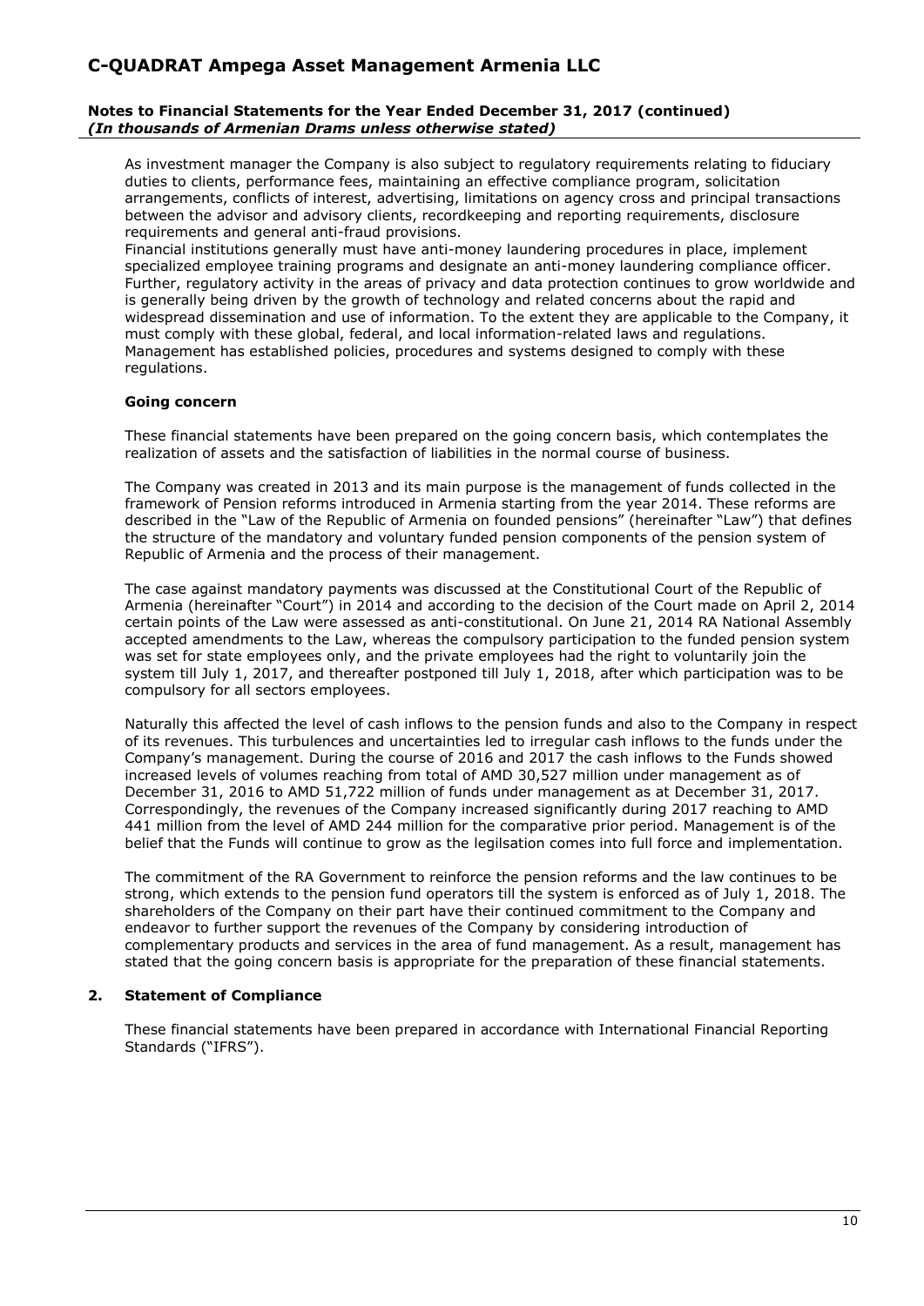As investment manager the Company is also subject to regulatory requirements relating to fiduciary duties to clients, performance fees, maintaining an effective compliance program, solicitation arrangements, conflicts of interest, advertising, limitations on agency cross and principal transactions between the advisor and advisory clients, recordkeeping and reporting requirements, disclosure requirements and general anti-fraud provisions.

Financial institutions generally must have anti-money laundering procedures in place, implement specialized employee training programs and designate an anti-money laundering compliance officer. Further, regulatory activity in the areas of privacy and data protection continues to grow worldwide and is generally being driven by the growth of technology and related concerns about the rapid and widespread dissemination and use of information. To the extent they are applicable to the Company, it must comply with these global, federal, and local information-related laws and regulations. Management has established policies, procedures and systems designed to comply with these regulations.

### Going concern

These financial statements have been prepared on the going concern basis, which contemplates the realization of assets and the satisfaction of liabilities in the normal course of business.

The Company was created in 2013 and its main purpose is the management of funds collected in the framework of Pension reforms introduced in Armenia starting from the year 2014. These reforms are described in the "Law of the Republic of Armenia on founded pensions" (hereinafter "Law") that defines the structure of the mandatory and voluntary funded pension components of the pension system of Republic of Armenia and the process of their management.

The case against mandatory payments was discussed at the Constitutional Court of the Republic of Armenia (hereinafter "Court") in 2014 and according to the decision of the Court made on April 2, 2014 certain points of the Law were assessed as anti-constitutional. On June 21, 2014 RA National Assembly accepted amendments to the Law, whereas the compulsory participation to the funded pension system was set for state employees only, and the private employees had the right to voluntarily join the system till July 1, 2017, and thereafter postponed till July 1, 2018, after which participation was to be compulsory for all sectors employees.

Naturally this affected the level of cash inflows to the pension funds and also to the Company in respect of its revenues. This turbulences and uncertainties led to irregular cash inflows to the funds under the Company's management. During the course of 2016 and 2017 the cash inflows to the Funds showed increased levels of volumes reaching from total of AMD 30,527 million under management as of December 31, 2016 to AMD 51,722 million of funds under management as at December 31, 2017. Correspondingly, the revenues of the Company increased significantly during 2017 reaching to AMD 441 million from the level of AMD 244 million for the comparative prior period. Management is of the belief that the Funds will continue to grow as the legilsation comes into full force and implementation.

The commitment of the RA Government to reinforce the pension reforms and the law continues to be strong, which extends to the pension fund operators till the system is enforced as of July 1, 2018. The shareholders of the Company on their part have their continued commitment to the Company and endeavor to further support the revenues of the Company by considering introduction of complementary products and services in the area of fund management. As a result, management has stated that the going concern basis is appropriate for the preparation of these financial statements.

## 2. Statement of Compliance

These financial statements have been prepared in accordance with International Financial Reporting Standards ("IFRS").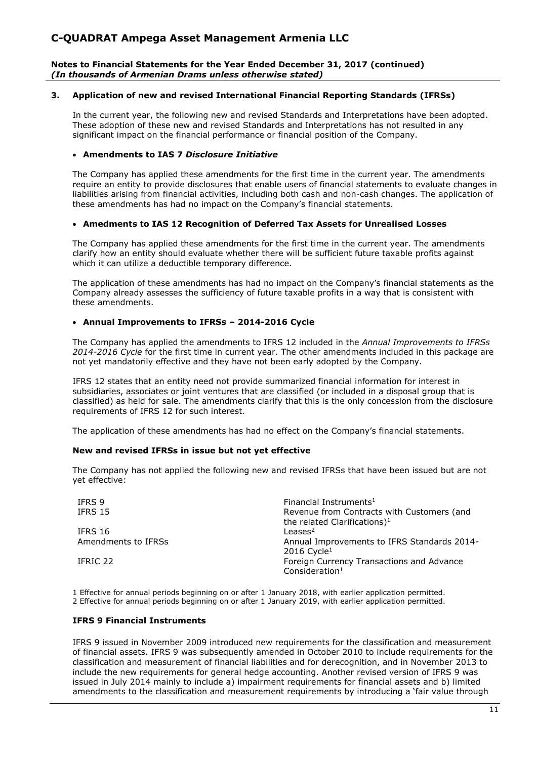## 3. Application of new and revised International Financial Reporting Standards (IFRSs)

In the current year, the following new and revised Standards and Interpretations have been adopted. These adoption of these new and revised Standards and Interpretations has not resulted in any significant impact on the financial performance or financial position of the Company.

- **Amendments to IAS 7 *Disclosure Initiative***

The Company has applied these amendments for the first time in the current year. The amendments require an entity to provide disclosures that enable users of financial statements to evaluate changes in liabilities arising from financial activities, including both cash and non-cash changes. The application of these amendments has had no impact on the Company's financial statements.

- **Amedments to IAS 12 Recognition of Deferred Tax Assets for Unrealised Losses**

The Company has applied these amendments for the first time in the current year. The amendments clarify how an entity should evaluate whether there will be sufficient future taxable profits against which it can utilize a deductible temporary difference.

The application of these amendments has had no impact on the Company's financial statements as the Company already assesses the sufficiency of future taxable profits in a way that is consistent with these amendments.

- **Annual Improvements to IFRSs – 2014-2016 Cycle**

The Company has applied the amendments to IFRS 12 included in the *Annual Improvements to IFRSs 2014-2016 Cycle* for the first time in current year. The other amendments included in this package are not yet mandatorily effective and they have not been early adopted by the Company.

IFRS 12 states that an entity need not provide summarized financial information for interest in subsidiaries, associates or joint ventures that are classified (or included in a disposal group that is classified) as held for sale. The amendments clarify that this is the only concession from the disclosure requirements of IFRS 12 for such interest.

The application of these amendments has had no effect on the Company's financial statements.

### New and revised IFRSs in issue but not yet effective

The Company has not applied the following new and revised IFRSs that have been issued but are not yet effective:

| | |
|---|---|
| IFRS 9 | Financial Instruments[1] |
| IFRS 15 | Revenue from Contracts with Customers (and the related Clarifications)[1] |
| IFRS 16 | Leases[2] |
| Amendments to IFRSs | Annual Improvements to IFRS Standards 2014-2016 Cycle[1] |
| IFRIC 22 | Foreign Currency Transactions and Advance Consideration[1] |

1 Effective for annual periods beginning on or after 1 January 2018, with earlier application permitted.
2 Effective for annual periods beginning on or after 1 January 2019, with earlier application permitted.

### IFRS 9 Financial Instruments

IFRS 9 issued in November 2009 introduced new requirements for the classification and measurement of financial assets. IFRS 9 was subsequently amended in October 2010 to include requirements for the classification and measurement of financial liabilities and for derecognition, and in November 2013 to include the new requirements for general hedge accounting. Another revised version of IFRS 9 was issued in July 2014 mainly to include a) impairment requirements for financial assets and b) limited amendments to the classification and measurement requirements by introducing a 'fair value through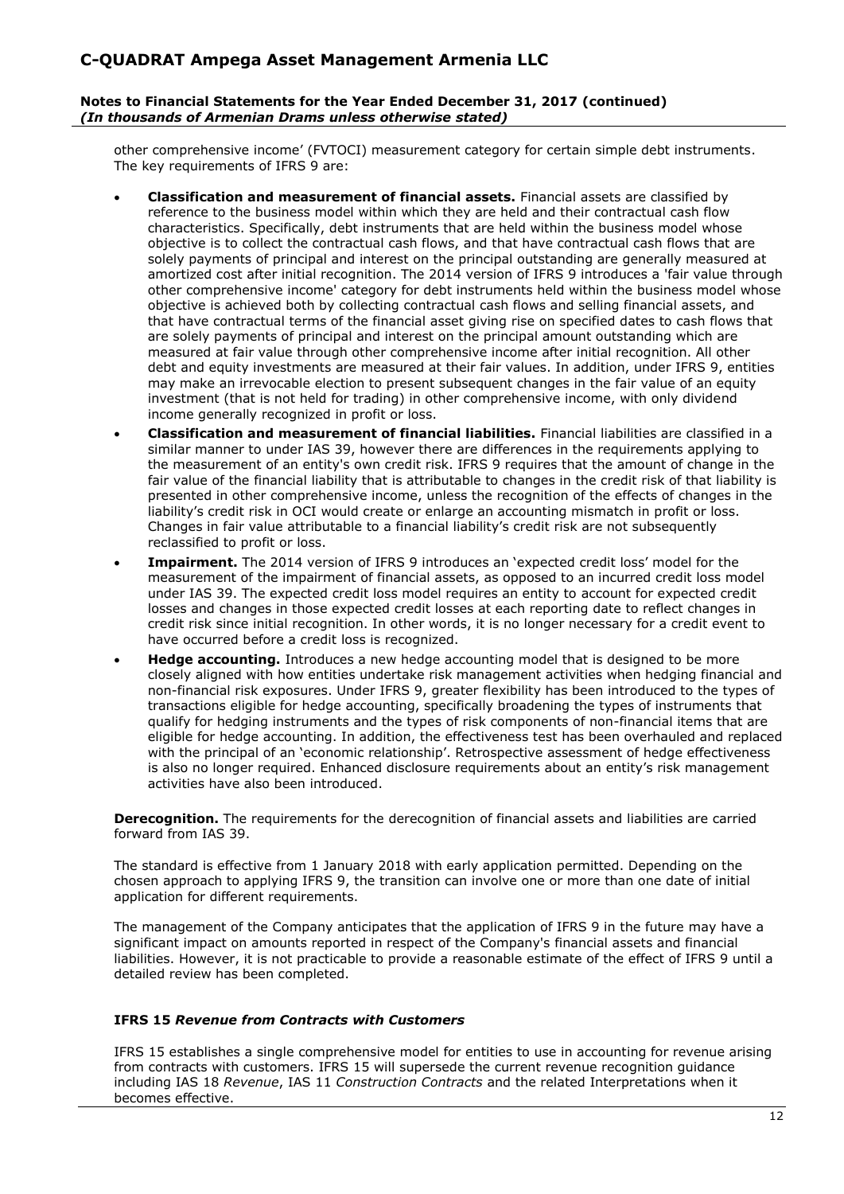other comprehensive income' (FVTOCI) measurement category for certain simple debt instruments. The key requirements of IFRS 9 are:

- **Classification and measurement of financial assets.** Financial assets are classified by reference to the business model within which they are held and their contractual cash flow characteristics. Specifically, debt instruments that are held within the business model whose objective is to collect the contractual cash flows, and that have contractual cash flows that are solely payments of principal and interest on the principal outstanding are generally measured at amortized cost after initial recognition. The 2014 version of IFRS 9 introduces a 'fair value through other comprehensive income' category for debt instruments held within the business model whose objective is achieved both by collecting contractual cash flows and selling financial assets, and that have contractual terms of the financial asset giving rise on specified dates to cash flows that are solely payments of principal and interest on the principal amount outstanding which are measured at fair value through other comprehensive income after initial recognition. All other debt and equity investments are measured at their fair values. In addition, under IFRS 9, entities may make an irrevocable election to present subsequent changes in the fair value of an equity investment (that is not held for trading) in other comprehensive income, with only dividend income generally recognized in profit or loss.
- **Classification and measurement of financial liabilities.** Financial liabilities are classified in a similar manner to under IAS 39, however there are differences in the requirements applying to the measurement of an entity's own credit risk. IFRS 9 requires that the amount of change in the fair value of the financial liability that is attributable to changes in the credit risk of that liability is presented in other comprehensive income, unless the recognition of the effects of changes in the liability's credit risk in OCI would create or enlarge an accounting mismatch in profit or loss. Changes in fair value attributable to a financial liability's credit risk are not subsequently reclassified to profit or loss.
- **Impairment.** The 2014 version of IFRS 9 introduces an 'expected credit loss' model for the measurement of the impairment of financial assets, as opposed to an incurred credit loss model under IAS 39. The expected credit loss model requires an entity to account for expected credit losses and changes in those expected credit losses at each reporting date to reflect changes in credit risk since initial recognition. In other words, it is no longer necessary for a credit event to have occurred before a credit loss is recognized.
- **Hedge accounting.** Introduces a new hedge accounting model that is designed to be more closely aligned with how entities undertake risk management activities when hedging financial and non-financial risk exposures. Under IFRS 9, greater flexibility has been introduced to the types of transactions eligible for hedge accounting, specifically broadening the types of instruments that qualify for hedging instruments and the types of risk components of non-financial items that are eligible for hedge accounting. In addition, the effectiveness test has been overhauled and replaced with the principal of an 'economic relationship'. Retrospective assessment of hedge effectiveness is also no longer required. Enhanced disclosure requirements about an entity's risk management activities have also been introduced.

**Derecognition.** The requirements for the derecognition of financial assets and liabilities are carried forward from IAS 39.

The standard is effective from 1 January 2018 with early application permitted. Depending on the chosen approach to applying IFRS 9, the transition can involve one or more than one date of initial application for different requirements.

The management of the Company anticipates that the application of IFRS 9 in the future may have a significant impact on amounts reported in respect of the Company's financial assets and financial liabilities. However, it is not practicable to provide a reasonable estimate of the effect of IFRS 9 until a detailed review has been completed.

### IFRS 15 *Revenue from Contracts with Customers*

IFRS 15 establishes a single comprehensive model for entities to use in accounting for revenue arising from contracts with customers. IFRS 15 will supersede the current revenue recognition guidance including IAS 18 *Revenue*, IAS 11 *Construction Contracts* and the related Interpretations when it becomes effective.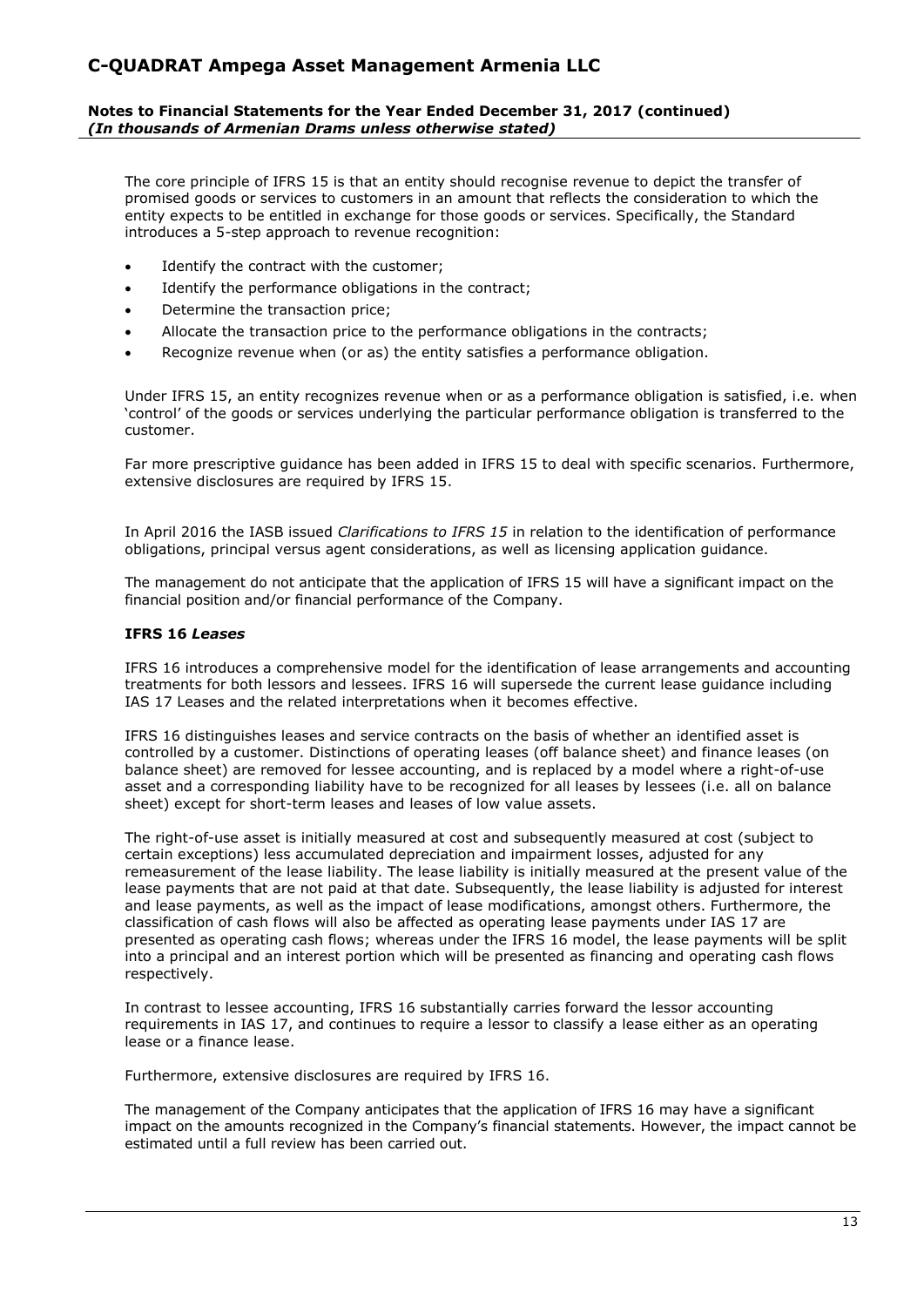The core principle of IFRS 15 is that an entity should recognise revenue to depict the transfer of promised goods or services to customers in an amount that reflects the consideration to which the entity expects to be entitled in exchange for those goods or services. Specifically, the Standard introduces a 5-step approach to revenue recognition:

- Identify the contract with the customer;
- Identify the performance obligations in the contract;
- Determine the transaction price;
- Allocate the transaction price to the performance obligations in the contracts;
- Recognize revenue when (or as) the entity satisfies a performance obligation.

Under IFRS 15, an entity recognizes revenue when or as a performance obligation is satisfied, i.e. when 'control' of the goods or services underlying the particular performance obligation is transferred to the customer.

Far more prescriptive guidance has been added in IFRS 15 to deal with specific scenarios. Furthermore, extensive disclosures are required by IFRS 15.

In April 2016 the IASB issued *Clarifications to IFRS 15* in relation to the identification of performance obligations, principal versus agent considerations, as well as licensing application guidance.

The management do not anticipate that the application of IFRS 15 will have a significant impact on the financial position and/or financial performance of the Company.

**IFRS 16 *Leases***

IFRS 16 introduces a comprehensive model for the identification of lease arrangements and accounting treatments for both lessors and lessees. IFRS 16 will supersede the current lease guidance including IAS 17 Leases and the related interpretations when it becomes effective.

IFRS 16 distinguishes leases and service contracts on the basis of whether an identified asset is controlled by a customer. Distinctions of operating leases (off balance sheet) and finance leases (on balance sheet) are removed for lessee accounting, and is replaced by a model where a right-of-use asset and a corresponding liability have to be recognized for all leases by lessees (i.e. all on balance sheet) except for short-term leases and leases of low value assets.

The right-of-use asset is initially measured at cost and subsequently measured at cost (subject to certain exceptions) less accumulated depreciation and impairment losses, adjusted for any remeasurement of the lease liability. The lease liability is initially measured at the present value of the lease payments that are not paid at that date. Subsequently, the lease liability is adjusted for interest and lease payments, as well as the impact of lease modifications, amongst others. Furthermore, the classification of cash flows will also be affected as operating lease payments under IAS 17 are presented as operating cash flows; whereas under the IFRS 16 model, the lease payments will be split into a principal and an interest portion which will be presented as financing and operating cash flows respectively.

In contrast to lessee accounting, IFRS 16 substantially carries forward the lessor accounting requirements in IAS 17, and continues to require a lessor to classify a lease either as an operating lease or a finance lease.

Furthermore, extensive disclosures are required by IFRS 16.

The management of the Company anticipates that the application of IFRS 16 may have a significant impact on the amounts recognized in the Company's financial statements. However, the impact cannot be estimated until a full review has been carried out.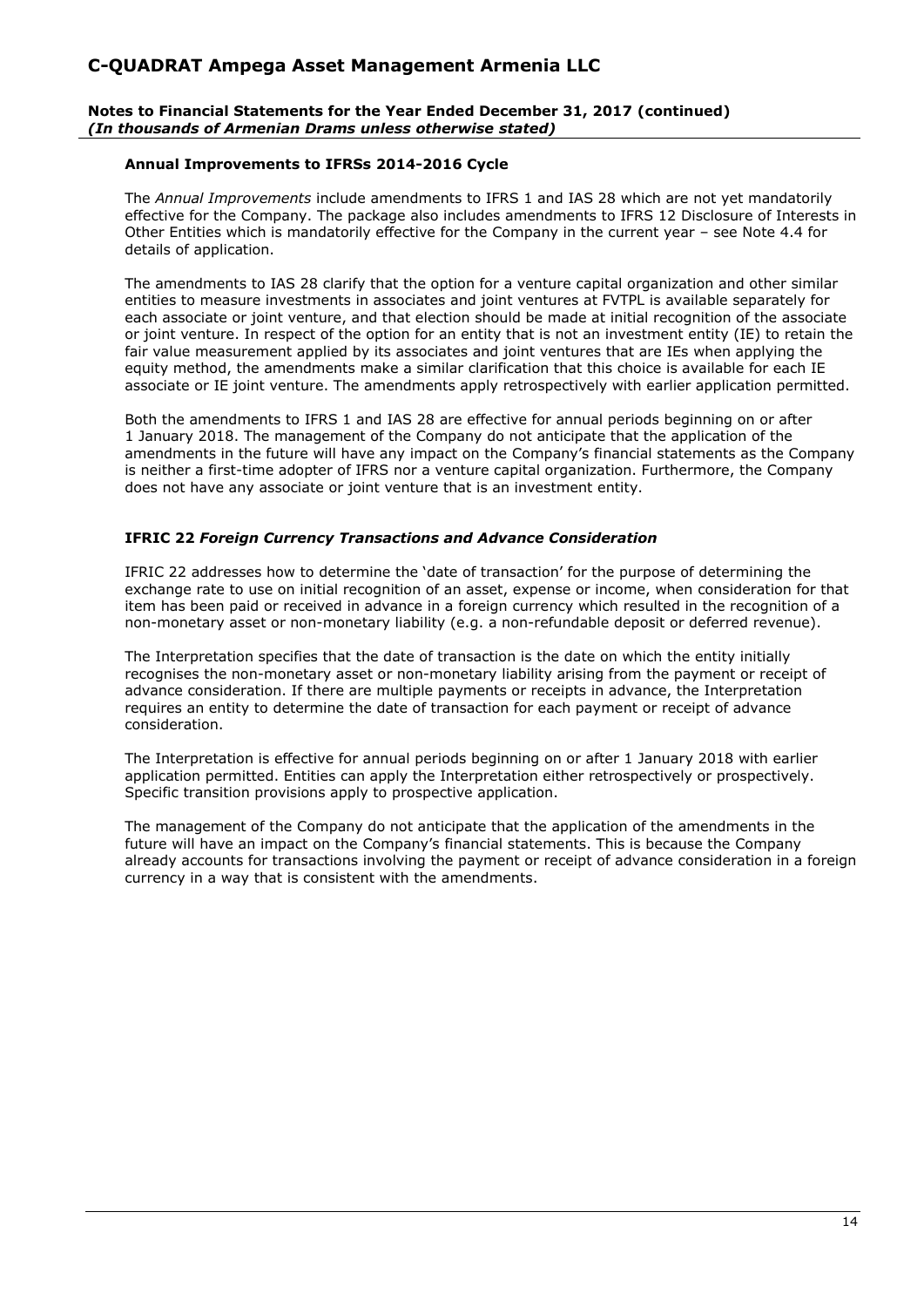### Annual Improvements to IFRSs 2014-2016 Cycle

The *Annual Improvements* include amendments to IFRS 1 and IAS 28 which are not yet mandatorily effective for the Company. The package also includes amendments to IFRS 12 Disclosure of Interests in Other Entities which is mandatorily effective for the Company in the current year – see Note 4.4 for details of application.

The amendments to IAS 28 clarify that the option for a venture capital organization and other similar entities to measure investments in associates and joint ventures at FVTPL is available separately for each associate or joint venture, and that election should be made at initial recognition of the associate or joint venture. In respect of the option for an entity that is not an investment entity (IE) to retain the fair value measurement applied by its associates and joint ventures that are IEs when applying the equity method, the amendments make a similar clarification that this choice is available for each IE associate or IE joint venture. The amendments apply retrospectively with earlier application permitted.

Both the amendments to IFRS 1 and IAS 28 are effective for annual periods beginning on or after 1 January 2018. The management of the Company do not anticipate that the application of the amendments in the future will have any impact on the Company's financial statements as the Company is neither a first-time adopter of IFRS nor a venture capital organization. Furthermore, the Company does not have any associate or joint venture that is an investment entity.

### IFRIC 22 *Foreign Currency Transactions and Advance Consideration*

IFRIC 22 addresses how to determine the 'date of transaction' for the purpose of determining the exchange rate to use on initial recognition of an asset, expense or income, when consideration for that item has been paid or received in advance in a foreign currency which resulted in the recognition of a non-monetary asset or non-monetary liability (e.g. a non-refundable deposit or deferred revenue).

The Interpretation specifies that the date of transaction is the date on which the entity initially recognises the non-monetary asset or non-monetary liability arising from the payment or receipt of advance consideration. If there are multiple payments or receipts in advance, the Interpretation requires an entity to determine the date of transaction for each payment or receipt of advance consideration.

The Interpretation is effective for annual periods beginning on or after 1 January 2018 with earlier application permitted. Entities can apply the Interpretation either retrospectively or prospectively. Specific transition provisions apply to prospective application.

The management of the Company do not anticipate that the application of the amendments in the future will have an impact on the Company's financial statements. This is because the Company already accounts for transactions involving the payment or receipt of advance consideration in a foreign currency in a way that is consistent with the amendments.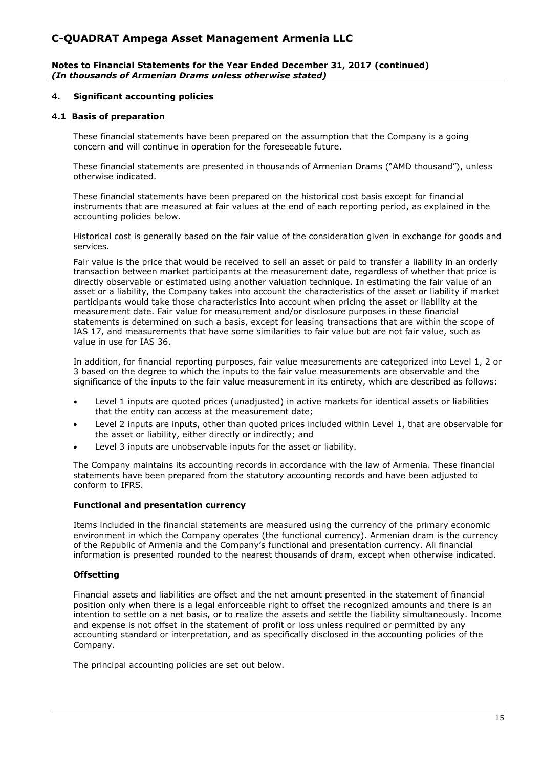## 4. Significant accounting policies

### 4.1 Basis of preparation

These financial statements have been prepared on the assumption that the Company is a going concern and will continue in operation for the foreseeable future.

These financial statements are presented in thousands of Armenian Drams ("AMD thousand"), unless otherwise indicated.

These financial statements have been prepared on the historical cost basis except for financial instruments that are measured at fair values at the end of each reporting period, as explained in the accounting policies below.

Historical cost is generally based on the fair value of the consideration given in exchange for goods and services.

Fair value is the price that would be received to sell an asset or paid to transfer a liability in an orderly transaction between market participants at the measurement date, regardless of whether that price is directly observable or estimated using another valuation technique. In estimating the fair value of an asset or a liability, the Company takes into account the characteristics of the asset or liability if market participants would take those characteristics into account when pricing the asset or liability at the measurement date. Fair value for measurement and/or disclosure purposes in these financial statements is determined on such a basis, except for leasing transactions that are within the scope of IAS 17, and measurements that have some similarities to fair value but are not fair value, such as value in use for IAS 36.

In addition, for financial reporting purposes, fair value measurements are categorized into Level 1, 2 or 3 based on the degree to which the inputs to the fair value measurements are observable and the significance of the inputs to the fair value measurement in its entirety, which are described as follows:

- Level 1 inputs are quoted prices (unadjusted) in active markets for identical assets or liabilities that the entity can access at the measurement date;
- Level 2 inputs are inputs, other than quoted prices included within Level 1, that are observable for the asset or liability, either directly or indirectly; and
- Level 3 inputs are unobservable inputs for the asset or liability.

The Company maintains its accounting records in accordance with the law of Armenia. These financial statements have been prepared from the statutory accounting records and have been adjusted to conform to IFRS.

**Functional and presentation currency**

Items included in the financial statements are measured using the currency of the primary economic environment in which the Company operates (the functional currency). Armenian dram is the currency of the Republic of Armenia and the Company's functional and presentation currency. All financial information is presented rounded to the nearest thousands of dram, except when otherwise indicated.

**Offsetting**

Financial assets and liabilities are offset and the net amount presented in the statement of financial position only when there is a legal enforceable right to offset the recognized amounts and there is an intention to settle on a net basis, or to realize the assets and settle the liability simultaneously. Income and expense is not offset in the statement of profit or loss unless required or permitted by any accounting standard or interpretation, and as specifically disclosed in the accounting policies of the Company.

The principal accounting policies are set out below.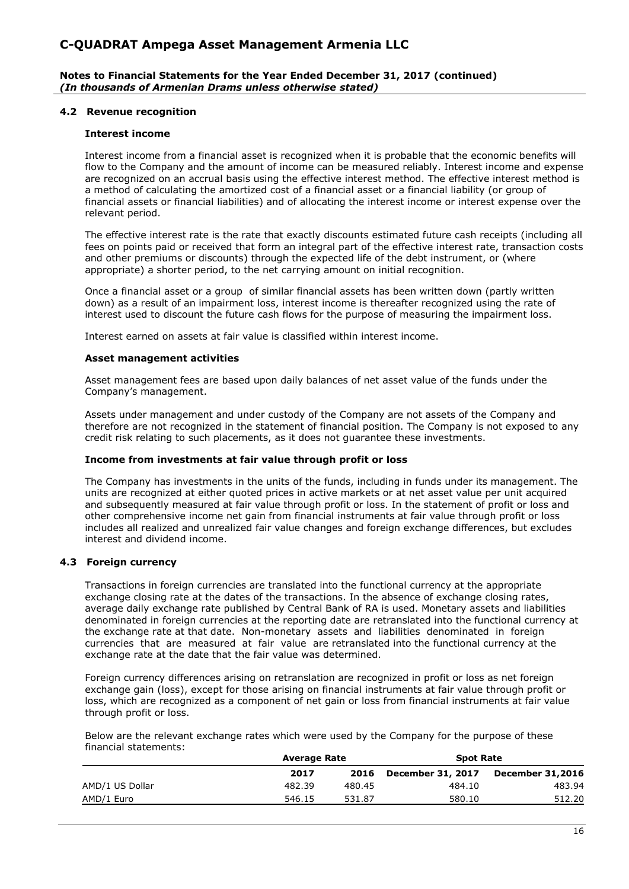### 4.2 Revenue recognition

**Interest income**

Interest income from a financial asset is recognized when it is probable that the economic benefits will flow to the Company and the amount of income can be measured reliably. Interest income and expense are recognized on an accrual basis using the effective interest method. The effective interest method is a method of calculating the amortized cost of a financial asset or a financial liability (or group of financial assets or financial liabilities) and of allocating the interest income or interest expense over the relevant period.

The effective interest rate is the rate that exactly discounts estimated future cash receipts (including all fees on points paid or received that form an integral part of the effective interest rate, transaction costs and other premiums or discounts) through the expected life of the debt instrument, or (where appropriate) a shorter period, to the net carrying amount on initial recognition.

Once a financial asset or a group of similar financial assets has been written down (partly written down) as a result of an impairment loss, interest income is thereafter recognized using the rate of interest used to discount the future cash flows for the purpose of measuring the impairment loss.

Interest earned on assets at fair value is classified within interest income.

**Asset management activities**

Asset management fees are based upon daily balances of net asset value of the funds under the Company's management.

Assets under management and under custody of the Company are not assets of the Company and therefore are not recognized in the statement of financial position. The Company is not exposed to any credit risk relating to such placements, as it does not guarantee these investments.

**Income from investments at fair value through profit or loss**

The Company has investments in the units of the funds, including in funds under its management. The units are recognized at either quoted prices in active markets or at net asset value per unit acquired and subsequently measured at fair value through profit or loss. In the statement of profit or loss and other comprehensive income net gain from financial instruments at fair value through profit or loss includes all realized and unrealized fair value changes and foreign exchange differences, but excludes interest and dividend income.

### 4.3 Foreign currency

Transactions in foreign currencies are translated into the functional currency at the appropriate exchange closing rate at the dates of the transactions. In the absence of exchange closing rates, average daily exchange rate published by Central Bank of RA is used. Monetary assets and liabilities denominated in foreign currencies at the reporting date are retranslated into the functional currency at the exchange rate at that date. Non-monetary assets and liabilities denominated in foreign currencies that are measured at fair value are retranslated into the functional currency at the exchange rate at the date that the fair value was determined.

Foreign currency differences arising on retranslation are recognized in profit or loss as net foreign exchange gain (loss), except for those arising on financial instruments at fair value through profit or loss, which are recognized as a component of net gain or loss from financial instruments at fair value through profit or loss.

Below are the relevant exchange rates which were used by the Company for the purpose of these financial statements:

| | Average Rate | | Spot Rate | |
|---|---|---|---|---|
| | **2017** | **2016** | **December 31, 2017** | **December 31,2016** |
| AMD/1 US Dollar | 482.39 | 480.45 | 484.10 | 483.94 |
| AMD/1 Euro | 546.15 | 531.87 | 580.10 | 512.20 |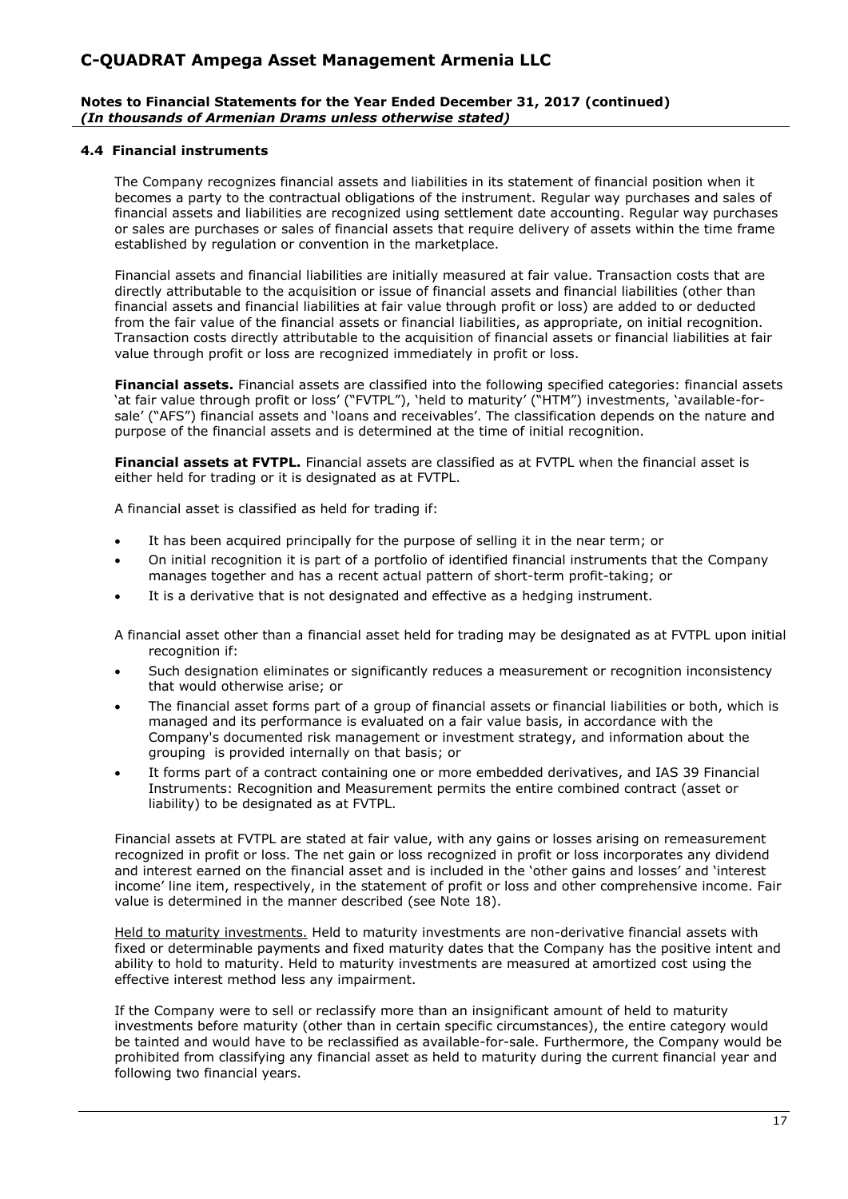### 4.4 Financial instruments

The Company recognizes financial assets and liabilities in its statement of financial position when it becomes a party to the contractual obligations of the instrument. Regular way purchases and sales of financial assets and liabilities are recognized using settlement date accounting. Regular way purchases or sales are purchases or sales of financial assets that require delivery of assets within the time frame established by regulation or convention in the marketplace.

Financial assets and financial liabilities are initially measured at fair value. Transaction costs that are directly attributable to the acquisition or issue of financial assets and financial liabilities (other than financial assets and financial liabilities at fair value through profit or loss) are added to or deducted from the fair value of the financial assets or financial liabilities, as appropriate, on initial recognition. Transaction costs directly attributable to the acquisition of financial assets or financial liabilities at fair value through profit or loss are recognized immediately in profit or loss.

**Financial assets.** Financial assets are classified into the following specified categories: financial assets 'at fair value through profit or loss' ("FVTPL"), 'held to maturity' ("HTM") investments, 'available-for-sale' ("AFS") financial assets and 'loans and receivables'. The classification depends on the nature and purpose of the financial assets and is determined at the time of initial recognition.

**Financial assets at FVTPL.** Financial assets are classified as at FVTPL when the financial asset is either held for trading or it is designated as at FVTPL.

A financial asset is classified as held for trading if:

- It has been acquired principally for the purpose of selling it in the near term; or
- On initial recognition it is part of a portfolio of identified financial instruments that the Company manages together and has a recent actual pattern of short-term profit-taking; or
- It is a derivative that is not designated and effective as a hedging instrument.

A financial asset other than a financial asset held for trading may be designated as at FVTPL upon initial recognition if:

- Such designation eliminates or significantly reduces a measurement or recognition inconsistency that would otherwise arise; or
- The financial asset forms part of a group of financial assets or financial liabilities or both, which is managed and its performance is evaluated on a fair value basis, in accordance with the Company's documented risk management or investment strategy, and information about the grouping is provided internally on that basis; or
- It forms part of a contract containing one or more embedded derivatives, and IAS 39 Financial Instruments: Recognition and Measurement permits the entire combined contract (asset or liability) to be designated as at FVTPL.

Financial assets at FVTPL are stated at fair value, with any gains or losses arising on remeasurement recognized in profit or loss. The net gain or loss recognized in profit or loss incorporates any dividend and interest earned on the financial asset and is included in the 'other gains and losses' and 'interest income' line item, respectively, in the statement of profit or loss and other comprehensive income. Fair value is determined in the manner described (see Note 18).

Held to maturity investments. Held to maturity investments are non-derivative financial assets with fixed or determinable payments and fixed maturity dates that the Company has the positive intent and ability to hold to maturity. Held to maturity investments are measured at amortized cost using the effective interest method less any impairment.

If the Company were to sell or reclassify more than an insignificant amount of held to maturity investments before maturity (other than in certain specific circumstances), the entire category would be tainted and would have to be reclassified as available-for-sale. Furthermore, the Company would be prohibited from classifying any financial asset as held to maturity during the current financial year and following two financial years.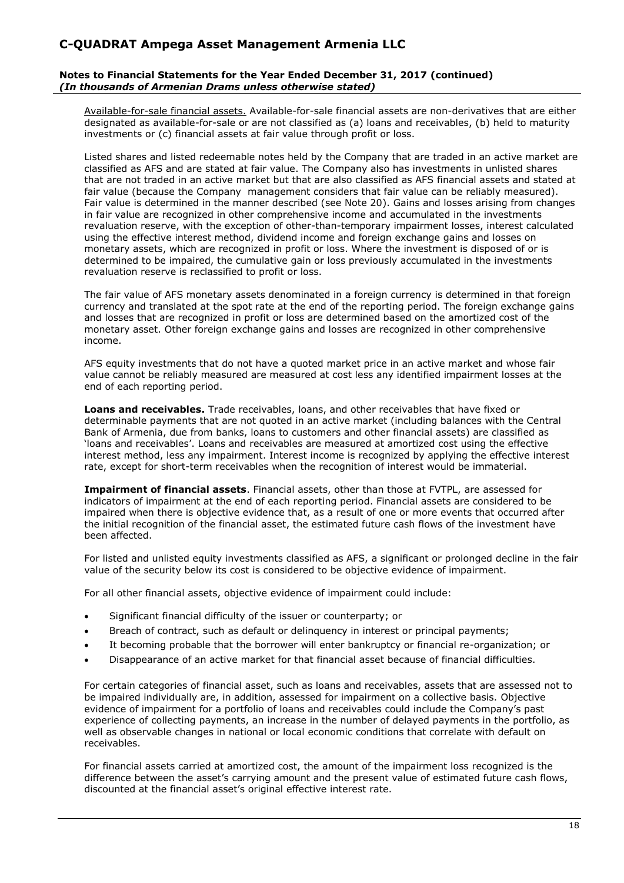Available-for-sale financial assets. Available-for-sale financial assets are non-derivatives that are either designated as available-for-sale or are not classified as (a) loans and receivables, (b) held to maturity investments or (c) financial assets at fair value through profit or loss.

Listed shares and listed redeemable notes held by the Company that are traded in an active market are classified as AFS and are stated at fair value. The Company also has investments in unlisted shares that are not traded in an active market but that are also classified as AFS financial assets and stated at fair value (because the Company management considers that fair value can be reliably measured). Fair value is determined in the manner described (see Note 20). Gains and losses arising from changes in fair value are recognized in other comprehensive income and accumulated in the investments revaluation reserve, with the exception of other-than-temporary impairment losses, interest calculated using the effective interest method, dividend income and foreign exchange gains and losses on monetary assets, which are recognized in profit or loss. Where the investment is disposed of or is determined to be impaired, the cumulative gain or loss previously accumulated in the investments revaluation reserve is reclassified to profit or loss.

The fair value of AFS monetary assets denominated in a foreign currency is determined in that foreign currency and translated at the spot rate at the end of the reporting period. The foreign exchange gains and losses that are recognized in profit or loss are determined based on the amortized cost of the monetary asset. Other foreign exchange gains and losses are recognized in other comprehensive income.

AFS equity investments that do not have a quoted market price in an active market and whose fair value cannot be reliably measured are measured at cost less any identified impairment losses at the end of each reporting period.

**Loans and receivables.** Trade receivables, loans, and other receivables that have fixed or determinable payments that are not quoted in an active market (including balances with the Central Bank of Armenia, due from banks, loans to customers and other financial assets) are classified as 'loans and receivables'. Loans and receivables are measured at amortized cost using the effective interest method, less any impairment. Interest income is recognized by applying the effective interest rate, except for short-term receivables when the recognition of interest would be immaterial.

**Impairment of financial assets**. Financial assets, other than those at FVTPL, are assessed for indicators of impairment at the end of each reporting period. Financial assets are considered to be impaired when there is objective evidence that, as a result of one or more events that occurred after the initial recognition of the financial asset, the estimated future cash flows of the investment have been affected.

For listed and unlisted equity investments classified as AFS, a significant or prolonged decline in the fair value of the security below its cost is considered to be objective evidence of impairment.

For all other financial assets, objective evidence of impairment could include:

- Significant financial difficulty of the issuer or counterparty; or
- Breach of contract, such as default or delinquency in interest or principal payments;
- It becoming probable that the borrower will enter bankruptcy or financial re-organization; or
- Disappearance of an active market for that financial asset because of financial difficulties.

For certain categories of financial asset, such as loans and receivables, assets that are assessed not to be impaired individually are, in addition, assessed for impairment on a collective basis. Objective evidence of impairment for a portfolio of loans and receivables could include the Company's past experience of collecting payments, an increase in the number of delayed payments in the portfolio, as well as observable changes in national or local economic conditions that correlate with default on receivables.

For financial assets carried at amortized cost, the amount of the impairment loss recognized is the difference between the asset's carrying amount and the present value of estimated future cash flows, discounted at the financial asset's original effective interest rate.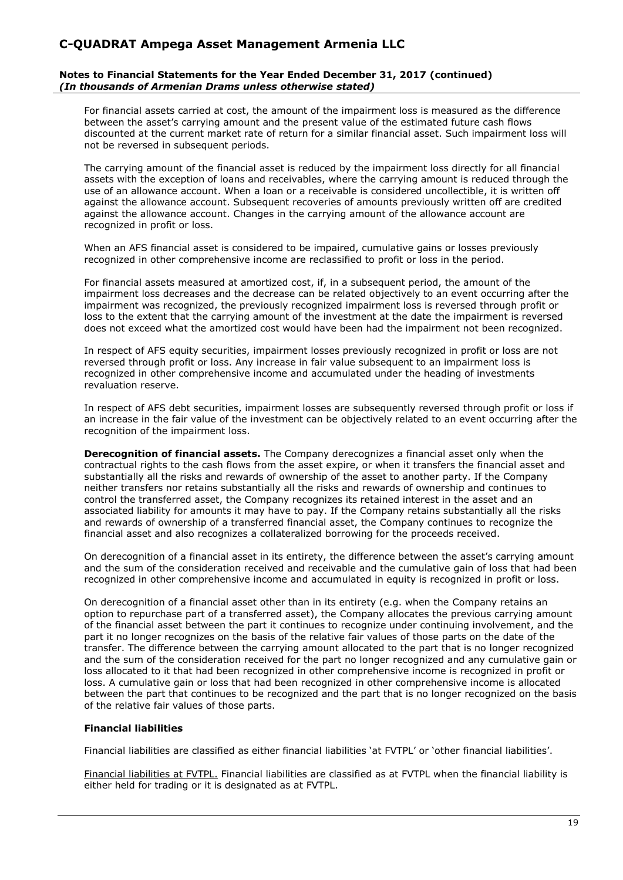For financial assets carried at cost, the amount of the impairment loss is measured as the difference between the asset's carrying amount and the present value of the estimated future cash flows discounted at the current market rate of return for a similar financial asset. Such impairment loss will not be reversed in subsequent periods.

The carrying amount of the financial asset is reduced by the impairment loss directly for all financial assets with the exception of loans and receivables, where the carrying amount is reduced through the use of an allowance account. When a loan or a receivable is considered uncollectible, it is written off against the allowance account. Subsequent recoveries of amounts previously written off are credited against the allowance account. Changes in the carrying amount of the allowance account are recognized in profit or loss.

When an AFS financial asset is considered to be impaired, cumulative gains or losses previously recognized in other comprehensive income are reclassified to profit or loss in the period.

For financial assets measured at amortized cost, if, in a subsequent period, the amount of the impairment loss decreases and the decrease can be related objectively to an event occurring after the impairment was recognized, the previously recognized impairment loss is reversed through profit or loss to the extent that the carrying amount of the investment at the date the impairment is reversed does not exceed what the amortized cost would have been had the impairment not been recognized.

In respect of AFS equity securities, impairment losses previously recognized in profit or loss are not reversed through profit or loss. Any increase in fair value subsequent to an impairment loss is recognized in other comprehensive income and accumulated under the heading of investments revaluation reserve.

In respect of AFS debt securities, impairment losses are subsequently reversed through profit or loss if an increase in the fair value of the investment can be objectively related to an event occurring after the recognition of the impairment loss.

**Derecognition of financial assets.** The Company derecognizes a financial asset only when the contractual rights to the cash flows from the asset expire, or when it transfers the financial asset and substantially all the risks and rewards of ownership of the asset to another party. If the Company neither transfers nor retains substantially all the risks and rewards of ownership and continues to control the transferred asset, the Company recognizes its retained interest in the asset and an associated liability for amounts it may have to pay. If the Company retains substantially all the risks and rewards of ownership of a transferred financial asset, the Company continues to recognize the financial asset and also recognizes a collateralized borrowing for the proceeds received.

On derecognition of a financial asset in its entirety, the difference between the asset's carrying amount and the sum of the consideration received and receivable and the cumulative gain of loss that had been recognized in other comprehensive income and accumulated in equity is recognized in profit or loss.

On derecognition of a financial asset other than in its entirety (e.g. when the Company retains an option to repurchase part of a transferred asset), the Company allocates the previous carrying amount of the financial asset between the part it continues to recognize under continuing involvement, and the part it no longer recognizes on the basis of the relative fair values of those parts on the date of the transfer. The difference between the carrying amount allocated to the part that is no longer recognized and the sum of the consideration received for the part no longer recognized and any cumulative gain or loss allocated to it that had been recognized in other comprehensive income is recognized in profit or loss. A cumulative gain or loss that had been recognized in other comprehensive income is allocated between the part that continues to be recognized and the part that is no longer recognized on the basis of the relative fair values of those parts.

**Financial liabilities**

Financial liabilities are classified as either financial liabilities 'at FVTPL' or 'other financial liabilities'.

Financial liabilities at FVTPL. Financial liabilities are classified as at FVTPL when the financial liability is either held for trading or it is designated as at FVTPL.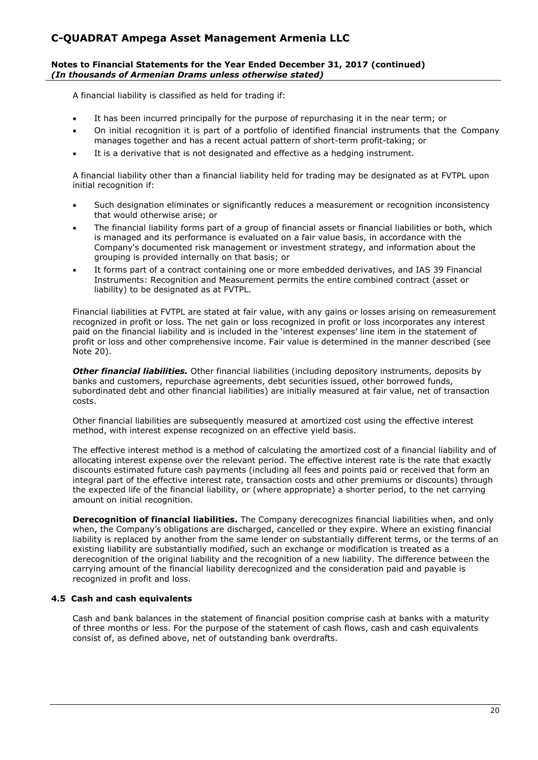A financial liability is classified as held for trading if:

- It has been incurred principally for the purpose of repurchasing it in the near term; or
- On initial recognition it is part of a portfolio of identified financial instruments that the Company manages together and has a recent actual pattern of short-term profit-taking; or
- It is a derivative that is not designated and effective as a hedging instrument.

A financial liability other than a financial liability held for trading may be designated as at FVTPL upon initial recognition if:

- Such designation eliminates or significantly reduces a measurement or recognition inconsistency that would otherwise arise; or
- The financial liability forms part of a group of financial assets or financial liabilities or both, which is managed and its performance is evaluated on a fair value basis, in accordance with the Company's documented risk management or investment strategy, and information about the grouping is provided internally on that basis; or
- It forms part of a contract containing one or more embedded derivatives, and IAS 39 Financial Instruments: Recognition and Measurement permits the entire combined contract (asset or liability) to be designated as at FVTPL.

Financial liabilities at FVTPL are stated at fair value, with any gains or losses arising on remeasurement recognized in profit or loss. The net gain or loss recognized in profit or loss incorporates any interest paid on the financial liability and is included in the 'interest expenses' line item in the statement of profit or loss and other comprehensive income. Fair value is determined in the manner described (see Note 20).

***Other financial liabilities.*** Other financial liabilities (including depository instruments, deposits by banks and customers, repurchase agreements, debt securities issued, other borrowed funds, subordinated debt and other financial liabilities) are initially measured at fair value, net of transaction costs.

Other financial liabilities are subsequently measured at amortized cost using the effective interest method, with interest expense recognized on an effective yield basis.

The effective interest method is a method of calculating the amortized cost of a financial liability and of allocating interest expense over the relevant period. The effective interest rate is the rate that exactly discounts estimated future cash payments (including all fees and points paid or received that form an integral part of the effective interest rate, transaction costs and other premiums or discounts) through the expected life of the financial liability, or (where appropriate) a shorter period, to the net carrying amount on initial recognition.

**Derecognition of financial liabilities.** The Company derecognizes financial liabilities when, and only when, the Company's obligations are discharged, cancelled or they expire. Where an existing financial liability is replaced by another from the same lender on substantially different terms, or the terms of an existing liability are substantially modified, such an exchange or modification is treated as a derecognition of the original liability and the recognition of a new liability. The difference between the carrying amount of the financial liability derecognized and the consideration paid and payable is recognized in profit and loss.

### 4.5 Cash and cash equivalents

Cash and bank balances in the statement of financial position comprise cash at banks with a maturity of three months or less. For the purpose of the statement of cash flows, cash and cash equivalents consist of, as defined above, net of outstanding bank overdrafts.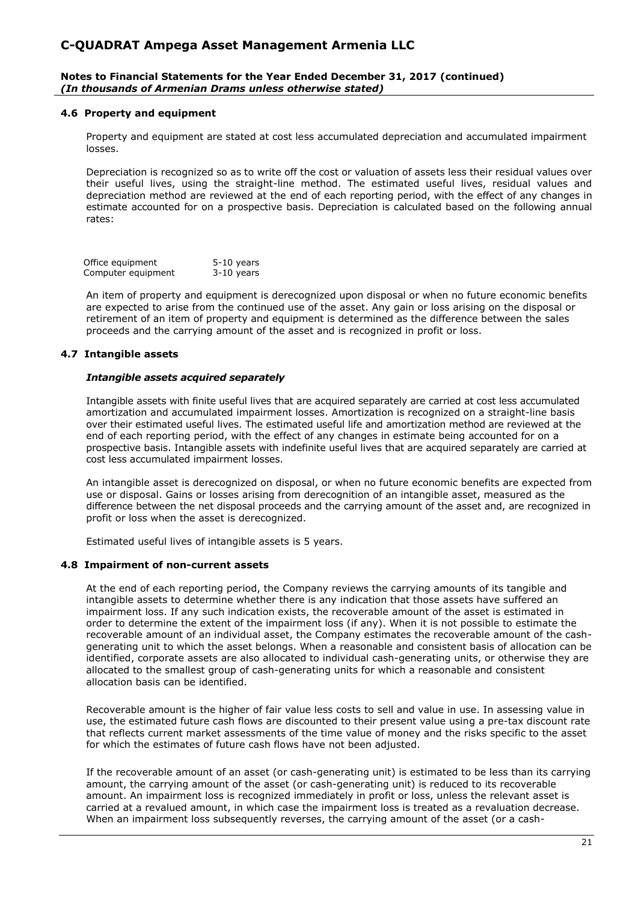### 4.6 Property and equipment

Property and equipment are stated at cost less accumulated depreciation and accumulated impairment losses.

Depreciation is recognized so as to write off the cost or valuation of assets less their residual values over their useful lives, using the straight-line method. The estimated useful lives, residual values and depreciation method are reviewed at the end of each reporting period, with the effect of any changes in estimate accounted for on a prospective basis. Depreciation is calculated based on the following annual rates:

| | |
|---|---|
| Office equipment | 5-10 years |
| Computer equipment | 3-10 years |

An item of property and equipment is derecognized upon disposal or when no future economic benefits are expected to arise from the continued use of the asset. Any gain or loss arising on the disposal or retirement of an item of property and equipment is determined as the difference between the sales proceeds and the carrying amount of the asset and is recognized in profit or loss.

### 4.7 Intangible assets

***Intangible assets acquired separately***

Intangible assets with finite useful lives that are acquired separately are carried at cost less accumulated amortization and accumulated impairment losses. Amortization is recognized on a straight-line basis over their estimated useful lives. The estimated useful life and amortization method are reviewed at the end of each reporting period, with the effect of any changes in estimate being accounted for on a prospective basis. Intangible assets with indefinite useful lives that are acquired separately are carried at cost less accumulated impairment losses.

An intangible asset is derecognized on disposal, or when no future economic benefits are expected from use or disposal. Gains or losses arising from derecognition of an intangible asset, measured as the difference between the net disposal proceeds and the carrying amount of the asset and, are recognized in profit or loss when the asset is derecognized.

Estimated useful lives of intangible assets is 5 years.

### 4.8 Impairment of non-current assets

At the end of each reporting period, the Company reviews the carrying amounts of its tangible and intangible assets to determine whether there is any indication that those assets have suffered an impairment loss. If any such indication exists, the recoverable amount of the asset is estimated in order to determine the extent of the impairment loss (if any). When it is not possible to estimate the recoverable amount of an individual asset, the Company estimates the recoverable amount of the cash-generating unit to which the asset belongs. When a reasonable and consistent basis of allocation can be identified, corporate assets are also allocated to individual cash-generating units, or otherwise they are allocated to the smallest group of cash-generating units for which a reasonable and consistent allocation basis can be identified.

Recoverable amount is the higher of fair value less costs to sell and value in use. In assessing value in use, the estimated future cash flows are discounted to their present value using a pre-tax discount rate that reflects current market assessments of the time value of money and the risks specific to the asset for which the estimates of future cash flows have not been adjusted.

If the recoverable amount of an asset (or cash-generating unit) is estimated to be less than its carrying amount, the carrying amount of the asset (or cash-generating unit) is reduced to its recoverable amount. An impairment loss is recognized immediately in profit or loss, unless the relevant asset is carried at a revalued amount, in which case the impairment loss is treated as a revaluation decrease. When an impairment loss subsequently reverses, the carrying amount of the asset (or a cash-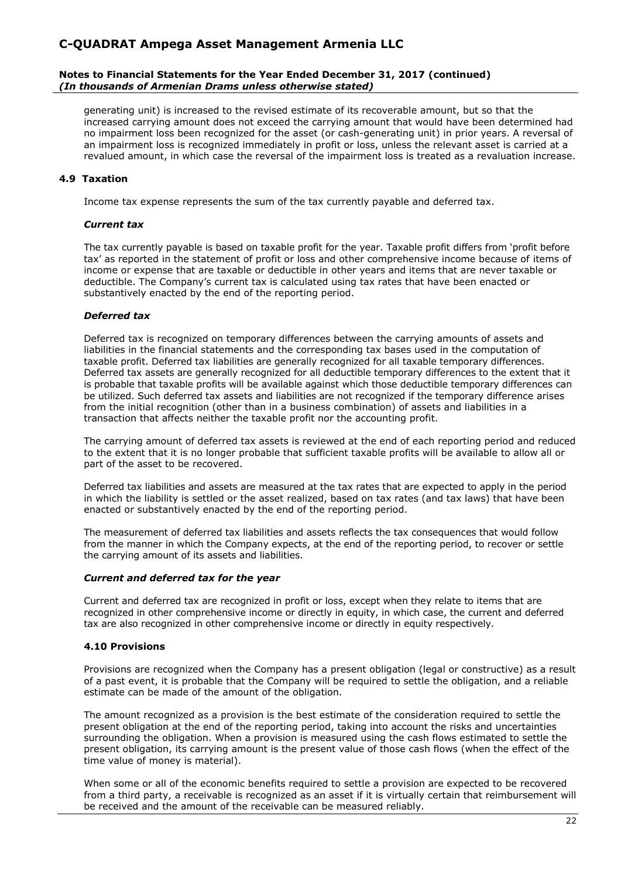generating unit) is increased to the revised estimate of its recoverable amount, but so that the increased carrying amount does not exceed the carrying amount that would have been determined had no impairment loss been recognized for the asset (or cash-generating unit) in prior years. A reversal of an impairment loss is recognized immediately in profit or loss, unless the relevant asset is carried at a revalued amount, in which case the reversal of the impairment loss is treated as a revaluation increase.

### 4.9 Taxation

Income tax expense represents the sum of the tax currently payable and deferred tax.

***Current tax***

The tax currently payable is based on taxable profit for the year. Taxable profit differs from 'profit before tax' as reported in the statement of profit or loss and other comprehensive income because of items of income or expense that are taxable or deductible in other years and items that are never taxable or deductible. The Company's current tax is calculated using tax rates that have been enacted or substantively enacted by the end of the reporting period.

***Deferred tax***

Deferred tax is recognized on temporary differences between the carrying amounts of assets and liabilities in the financial statements and the corresponding tax bases used in the computation of taxable profit. Deferred tax liabilities are generally recognized for all taxable temporary differences. Deferred tax assets are generally recognized for all deductible temporary differences to the extent that it is probable that taxable profits will be available against which those deductible temporary differences can be utilized. Such deferred tax assets and liabilities are not recognized if the temporary difference arises from the initial recognition (other than in a business combination) of assets and liabilities in a transaction that affects neither the taxable profit nor the accounting profit.

The carrying amount of deferred tax assets is reviewed at the end of each reporting period and reduced to the extent that it is no longer probable that sufficient taxable profits will be available to allow all or part of the asset to be recovered.

Deferred tax liabilities and assets are measured at the tax rates that are expected to apply in the period in which the liability is settled or the asset realized, based on tax rates (and tax laws) that have been enacted or substantively enacted by the end of the reporting period.

The measurement of deferred tax liabilities and assets reflects the tax consequences that would follow from the manner in which the Company expects, at the end of the reporting period, to recover or settle the carrying amount of its assets and liabilities.

***Current and deferred tax for the year***

Current and deferred tax are recognized in profit or loss, except when they relate to items that are recognized in other comprehensive income or directly in equity, in which case, the current and deferred tax are also recognized in other comprehensive income or directly in equity respectively.

### 4.10 Provisions

Provisions are recognized when the Company has a present obligation (legal or constructive) as a result of a past event, it is probable that the Company will be required to settle the obligation, and a reliable estimate can be made of the amount of the obligation.

The amount recognized as a provision is the best estimate of the consideration required to settle the present obligation at the end of the reporting period, taking into account the risks and uncertainties surrounding the obligation. When a provision is measured using the cash flows estimated to settle the present obligation, its carrying amount is the present value of those cash flows (when the effect of the time value of money is material).

When some or all of the economic benefits required to settle a provision are expected to be recovered from a third party, a receivable is recognized as an asset if it is virtually certain that reimbursement will be received and the amount of the receivable can be measured reliably.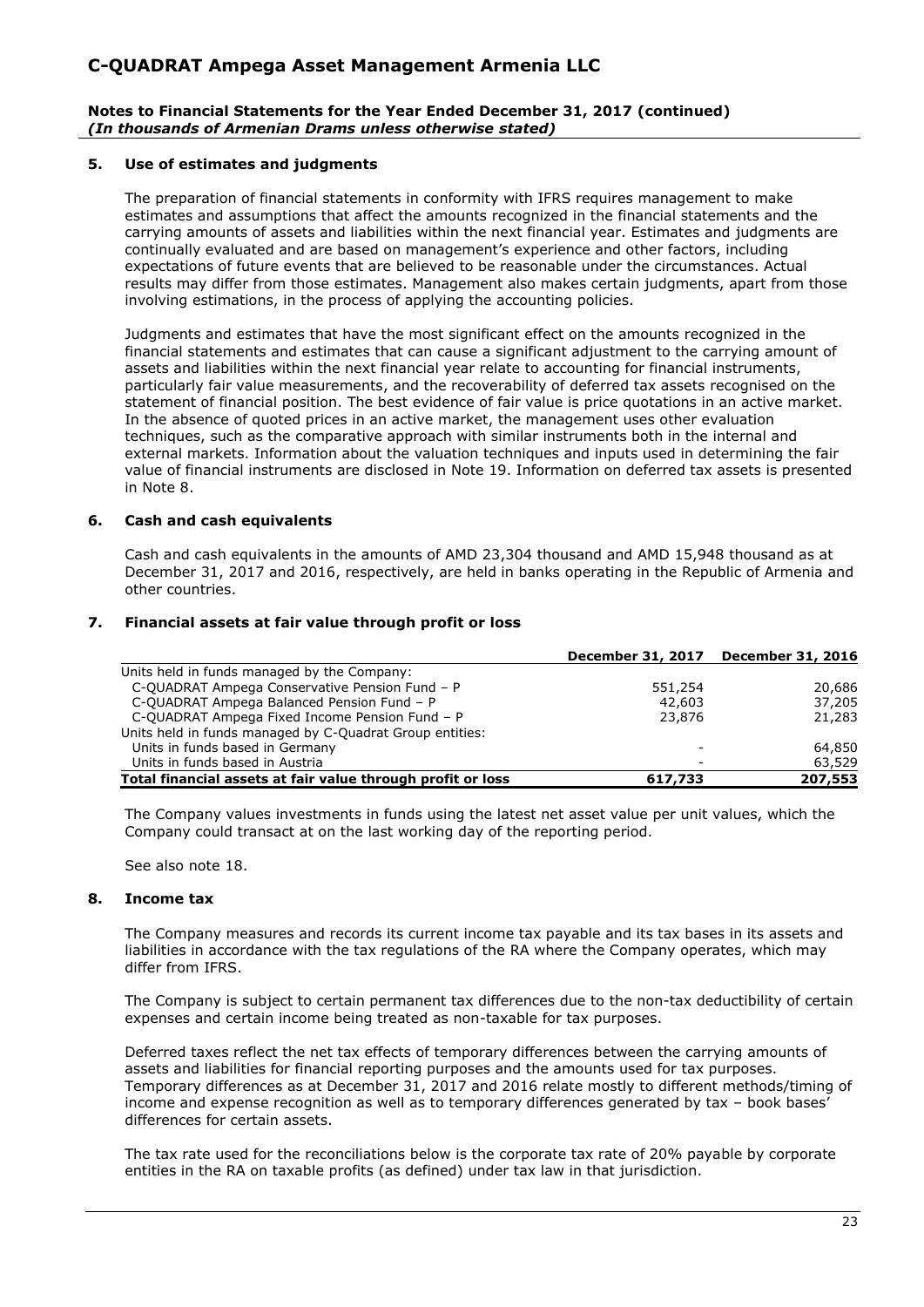### 5. Use of estimates and judgments

The preparation of financial statements in conformity with IFRS requires management to make estimates and assumptions that affect the amounts recognized in the financial statements and the carrying amounts of assets and liabilities within the next financial year. Estimates and judgments are continually evaluated and are based on management's experience and other factors, including expectations of future events that are believed to be reasonable under the circumstances. Actual results may differ from those estimates. Management also makes certain judgments, apart from those involving estimations, in the process of applying the accounting policies.

Judgments and estimates that have the most significant effect on the amounts recognized in the financial statements and estimates that can cause a significant adjustment to the carrying amount of assets and liabilities within the next financial year relate to accounting for financial instruments, particularly fair value measurements, and the recoverability of deferred tax assets recognised on the statement of financial position. The best evidence of fair value is price quotations in an active market. In the absence of quoted prices in an active market, the management uses other evaluation techniques, such as the comparative approach with similar instruments both in the internal and external markets. Information about the valuation techniques and inputs used in determining the fair value of financial instruments are disclosed in Note 19. Information on deferred tax assets is presented in Note 8.

### 6. Cash and cash equivalents

Cash and cash equivalents in the amounts of AMD 23,304 thousand and AMD 15,948 thousand as at December 31, 2017 and 2016, respectively, are held in banks operating in the Republic of Armenia and other countries.

### 7. Financial assets at fair value through profit or loss

| | December 31, 2017 | December 31, 2016 |
|---|---|---|
| Units held in funds managed by the Company: | | |
| C-QUADRAT Ampega Conservative Pension Fund – P | 551,254 | 20,686 |
| C-QUADRAT Ampega Balanced Pension Fund – P | 42,603 | 37,205 |
| C-QUADRAT Ampega Fixed Income Pension Fund – P | 23,876 | 21,283 |
| Units held in funds managed by C-Quadrat Group entities: | | |
| Units in funds based in Germany | - | 64,850 |
| Units in funds based in Austria | - | 63,529 |
| **Total financial assets at fair value through profit or loss** | **617,733** | **207,553** |

The Company values investments in funds using the latest net asset value per unit values, which the Company could transact at on the last working day of the reporting period.

See also note 18.

### 8. Income tax

The Company measures and records its current income tax payable and its tax bases in its assets and liabilities in accordance with the tax regulations of the RA where the Company operates, which may differ from IFRS.

The Company is subject to certain permanent tax differences due to the non-tax deductibility of certain expenses and certain income being treated as non-taxable for tax purposes.

Deferred taxes reflect the net tax effects of temporary differences between the carrying amounts of assets and liabilities for financial reporting purposes and the amounts used for tax purposes. Temporary differences as at December 31, 2017 and 2016 relate mostly to different methods/timing of income and expense recognition as well as to temporary differences generated by tax – book bases' differences for certain assets.

The tax rate used for the reconciliations below is the corporate tax rate of 20% payable by corporate entities in the RA on taxable profits (as defined) under tax law in that jurisdiction.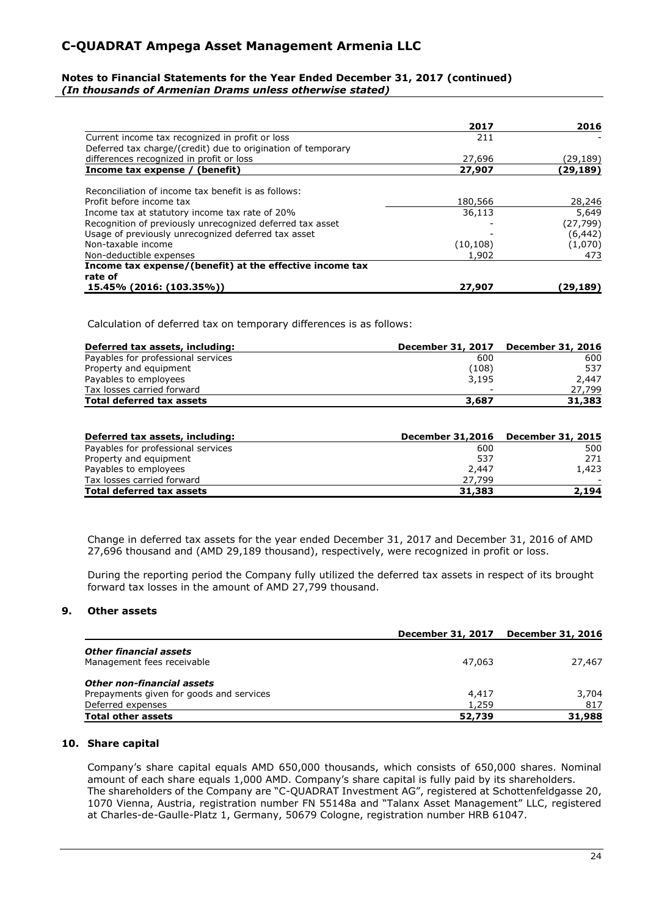| | 2017 | 2016 |
|---|---|---|
| Current income tax recognized in profit or loss | 211 | - |
| Deferred tax charge/(credit) due to origination of temporary differences recognized in profit or loss | 27,696 | (29,189) |
| **Income tax expense / (benefit)** | **27,907** | **(29,189)** |
| Reconciliation of income tax benefit is as follows: | | |
| Profit before income tax | 180,566 | 28,246 |
| Income tax at statutory income tax rate of 20% | 36,113 | 5,649 |
| Recognition of previously unrecognized deferred tax asset | - | (27,799) |
| Usage of previously unrecognized deferred tax asset | - | (6,442) |
| Non-taxable income | (10,108) | (1,070) |
| Non-deductible expenses | 1,902 | 473 |
| **Income tax expense/(benefit) at the effective income tax rate of 15.45% (2016: (103.35%))** | **27,907** | **(29,189)** |

Calculation of deferred tax on temporary differences is as follows:

| Deferred tax assets, including: | December 31, 2017 | December 31, 2016 |
|---|---|---|
| Payables for professional services | 600 | 600 |
| Property and equipment | (108) | 537 |
| Payables to employees | 3,195 | 2,447 |
| Tax losses carried forward | - | 27,799 |
| **Total deferred tax assets** | **3,687** | **31,383** |

| Deferred tax assets, including: | December 31,2016 | December 31, 2015 |
|---|---|---|
| Payables for professional services | 600 | 500 |
| Property and equipment | 537 | 271 |
| Payables to employees | 2,447 | 1,423 |
| Tax losses carried forward | 27,799 | - |
| **Total deferred tax assets** | **31,383** | **2,194** |

Change in deferred tax assets for the year ended December 31, 2017 and December 31, 2016 of AMD 27,696 thousand and (AMD 29,189 thousand), respectively, were recognized in profit or loss.

During the reporting period the Company fully utilized the deferred tax assets in respect of its brought forward tax losses in the amount of AMD 27,799 thousand.

## 9. Other assets

| | December 31, 2017 | December 31, 2016 |
|---|---|---|
| ***Other financial assets*** | | |
| Management fees receivable | 47,063 | 27,467 |
| ***Other non-financial assets*** | | |
| Prepayments given for goods and services | 4,417 | 3,704 |
| Deferred expenses | 1,259 | 817 |
| **Total other assets** | **52,739** | **31,988** |

## 10. Share capital

Company's share capital equals AMD 650,000 thousands, which consists of 650,000 shares. Nominal amount of each share equals 1,000 AMD. Company's share capital is fully paid by its shareholders. The shareholders of the Company are "C-QUADRAT Investment AG", registered at Schottenfeldgasse 20, 1070 Vienna, Austria, registration number FN 55148a and "Talanx Asset Management" LLC, registered at Charles-de-Gaulle-Platz 1, Germany, 50679 Cologne, registration number HRB 61047.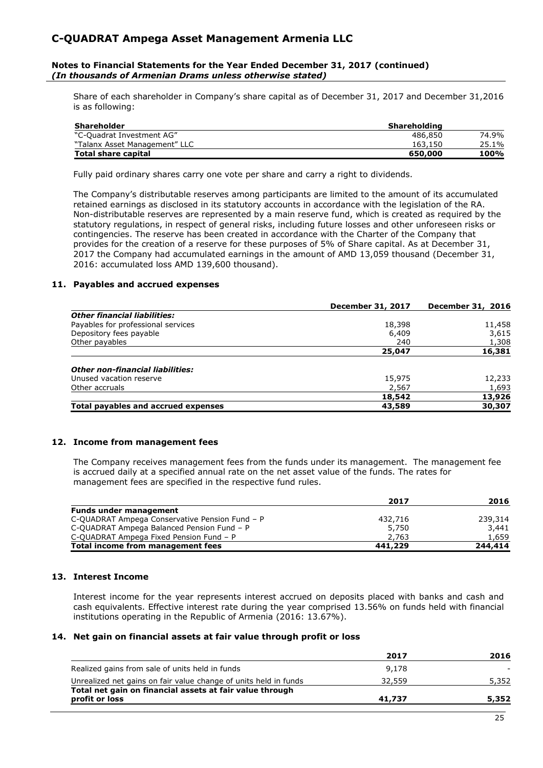Share of each shareholder in Company's share capital as of December 31, 2017 and December 31,2016 is as following:

| Shareholder | Shareholding | |
|---|---|---|
| "C-Quadrat Investment AG" | 486,850 | 74.9% |
| "Talanx Asset Management" LLC | 163,150 | 25.1% |
| **Total share capital** | **650,000** | **100%** |

Fully paid ordinary shares carry one vote per share and carry a right to dividends.

The Company's distributable reserves among participants are limited to the amount of its accumulated retained earnings as disclosed in its statutory accounts in accordance with the legislation of the RA. Non-distributable reserves are represented by a main reserve fund, which is created as required by the statutory regulations, in respect of general risks, including future losses and other unforeseen risks or contingencies. The reserve has been created in accordance with the Charter of the Company that provides for the creation of a reserve for these purposes of 5% of Share capital. As at December 31, 2017 the Company had accumulated earnings in the amount of AMD 13,059 thousand (December 31, 2016: accumulated loss AMD 139,600 thousand).

## 11. Payables and accrued expenses

| | December 31, 2017 | December 31, 2016 |
|---|---|---|
| ***Other financial liabilities:*** | | |
| Payables for professional services | 18,398 | 11,458 |
| Depository fees payable | 6,409 | 3,615 |
| Other payables | 240 | 1,308 |
| | **25,047** | **16,381** |
| ***Other non-financial liabilities:*** | | |
| Unused vacation reserve | 15,975 | 12,233 |
| Other accruals | 2,567 | 1,693 |
| | **18,542** | **13,926** |
| **Total payables and accrued expenses** | **43,589** | **30,307** |

## 12. Income from management fees

The Company receives management fees from the funds under its management. The management fee is accrued daily at a specified annual rate on the net asset value of the funds. The rates for management fees are specified in the respective fund rules.

| | 2017 | 2016 |
|---|---|---|
| **Funds under management** | | |
| C-QUADRAT Ampega Conservative Pension Fund – P | 432,716 | 239,314 |
| C-QUADRAT Ampega Balanced Pension Fund – P | 5,750 | 3,441 |
| C-QUADRAT Ampega Fixed Pension Fund – P | 2,763 | 1,659 |
| **Total income from management fees** | **441,229** | **244,414** |

## 13. Interest Income

Interest income for the year represents interest accrued on deposits placed with banks and cash and cash equivalents. Effective interest rate during the year comprised 13.56% on funds held with financial institutions operating in the Republic of Armenia (2016: 13.67%).

## 14. Net gain on financial assets at fair value through profit or loss

| | 2017 | 2016 |
|---|---|---|
| Realized gains from sale of units held in funds | 9,178 | - |
| Unrealized net gains on fair value change of units held in funds | 32,559 | 5,352 |
| **Total net gain on financial assets at fair value through profit or loss** | **41,737** | **5,352** |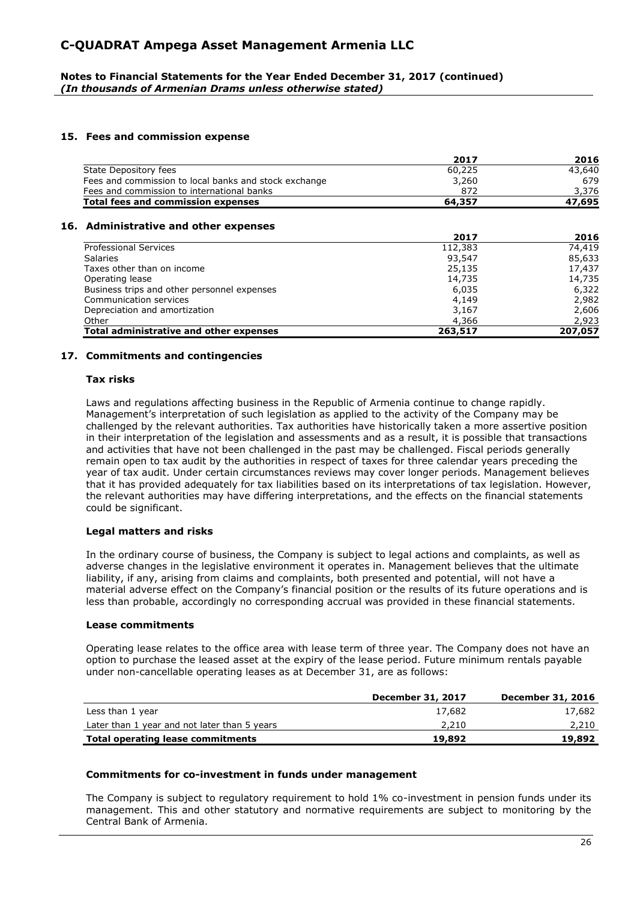## 15. Fees and commission expense

| | 2017 | 2016 |
|---|---|---|
| State Depository fees | 60,225 | 43,640 |
| Fees and commission to local banks and stock exchange | 3,260 | 679 |
| Fees and commission to international banks | 872 | 3,376 |
| **Total fees and commission expenses** | **64,357** | **47,695** |

## 16. Administrative and other expenses

| | 2017 | 2016 |
|---|---|---|
| Professional Services | 112,383 | 74,419 |
| Salaries | 93,547 | 85,633 |
| Taxes other than on income | 25,135 | 17,437 |
| Operating lease | 14,735 | 14,735 |
| Business trips and other personnel expenses | 6,035 | 6,322 |
| Communication services | 4,149 | 2,982 |
| Depreciation and amortization | 3,167 | 2,606 |
| Other | 4,366 | 2,923 |
| **Total administrative and other expenses** | **263,517** | **207,057** |

## 17. Commitments and contingencies

### Tax risks

Laws and regulations affecting business in the Republic of Armenia continue to change rapidly. Management's interpretation of such legislation as applied to the activity of the Company may be challenged by the relevant authorities. Tax authorities have historically taken a more assertive position in their interpretation of the legislation and assessments and as a result, it is possible that transactions and activities that have not been challenged in the past may be challenged. Fiscal periods generally remain open to tax audit by the authorities in respect of taxes for three calendar years preceding the year of tax audit. Under certain circumstances reviews may cover longer periods. Management believes that it has provided adequately for tax liabilities based on its interpretations of tax legislation. However, the relevant authorities may have differing interpretations, and the effects on the financial statements could be significant.

### Legal matters and risks

In the ordinary course of business, the Company is subject to legal actions and complaints, as well as adverse changes in the legislative environment it operates in. Management believes that the ultimate liability, if any, arising from claims and complaints, both presented and potential, will not have a material adverse effect on the Company's financial position or the results of its future operations and is less than probable, accordingly no corresponding accrual was provided in these financial statements.

### Lease commitments

Operating lease relates to the office area with lease term of three year. The Company does not have an option to purchase the leased asset at the expiry of the lease period. Future minimum rentals payable under non-cancellable operating leases as at December 31, are as follows:

| | December 31, 2017 | December 31, 2016 |
|---|---|---|
| Less than 1 year | 17,682 | 17,682 |
| Later than 1 year and not later than 5 years | 2,210 | 2,210 |
| **Total operating lease commitments** | **19,892** | **19,892** |

### Commitments for co-investment in funds under management

The Company is subject to regulatory requirement to hold 1% co-investment in pension funds under its management. This and other statutory and normative requirements are subject to monitoring by the Central Bank of Armenia.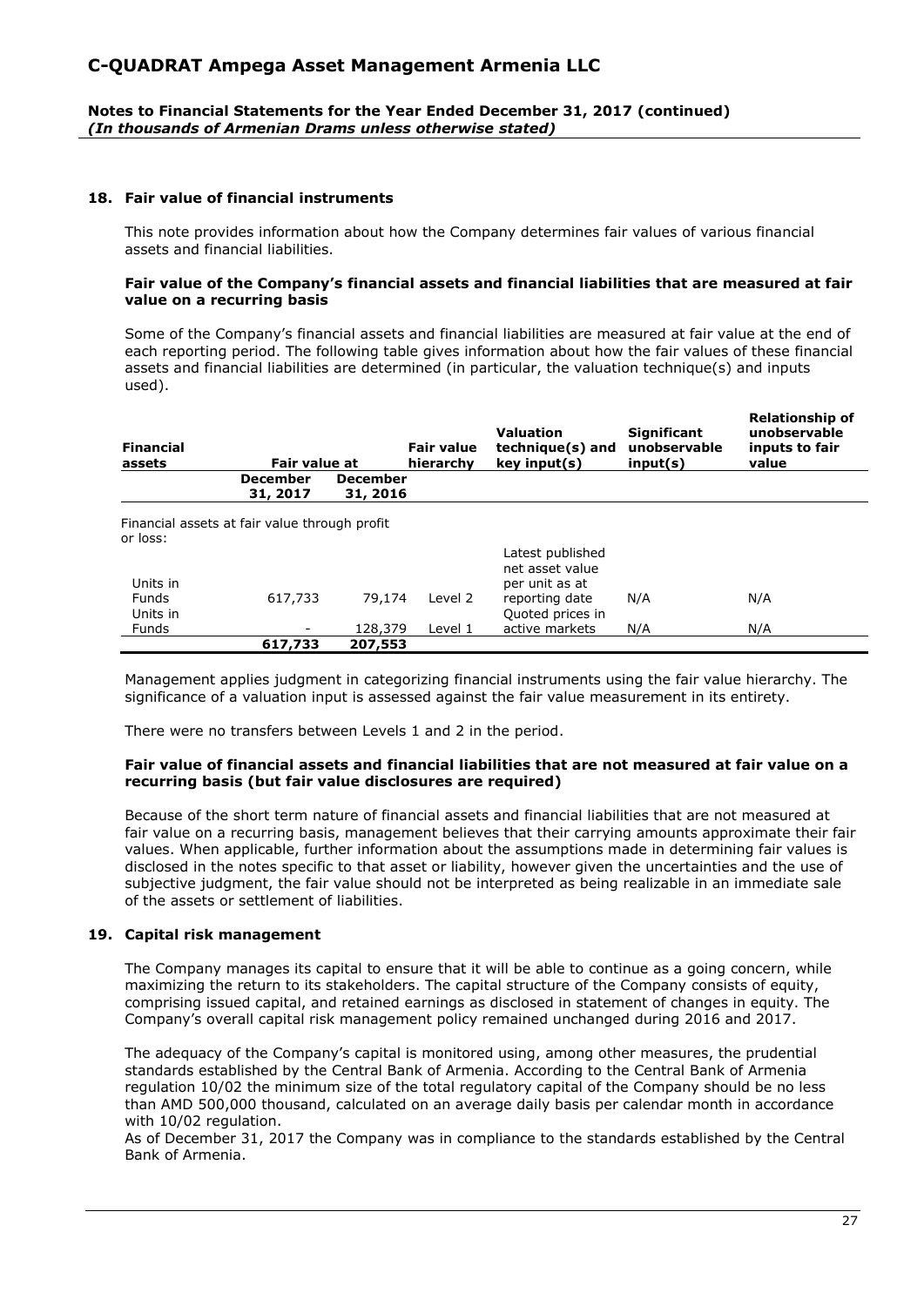## 18. Fair value of financial instruments

This note provides information about how the Company determines fair values of various financial assets and financial liabilities.

**Fair value of the Company's financial assets and financial liabilities that are measured at fair value on a recurring basis**

Some of the Company's financial assets and financial liabilities are measured at fair value at the end of each reporting period. The following table gives information about how the fair values of these financial assets and financial liabilities are determined (in particular, the valuation technique(s) and inputs used).

| Financial assets | Fair value at | | Fair value hierarchy | Valuation technique(s) and key input(s) | Significant unobservable input(s) | Relationship of unobservable inputs to fair value |
|---|---|---|---|---|---|---|
| | December 31, 2017 | December 31, 2016 | | | | |
| Financial assets at fair value through profit or loss: | | | | | | |
| Units in Funds | 617,733 | 79,174 | Level 2 | Latest published net asset value per unit as at reporting date | N/A | N/A |
| Units in Funds | - | 128,379 | Level 1 | Quoted prices in active markets | N/A | N/A |
| | **617,733** | **207,553** | | | | |

Management applies judgment in categorizing financial instruments using the fair value hierarchy. The significance of a valuation input is assessed against the fair value measurement in its entirety.

There were no transfers between Levels 1 and 2 in the period.

**Fair value of financial assets and financial liabilities that are not measured at fair value on a recurring basis (but fair value disclosures are required)**

Because of the short term nature of financial assets and financial liabilities that are not measured at fair value on a recurring basis, management believes that their carrying amounts approximate their fair values. When applicable, further information about the assumptions made in determining fair values is disclosed in the notes specific to that asset or liability, however given the uncertainties and the use of subjective judgment, the fair value should not be interpreted as being realizable in an immediate sale of the assets or settlement of liabilities.

## 19. Capital risk management

The Company manages its capital to ensure that it will be able to continue as a going concern, while maximizing the return to its stakeholders. The capital structure of the Company consists of equity, comprising issued capital, and retained earnings as disclosed in statement of changes in equity. The Company's overall capital risk management policy remained unchanged during 2016 and 2017.

The adequacy of the Company's capital is monitored using, among other measures, the prudential standards established by the Central Bank of Armenia. According to the Central Bank of Armenia regulation 10/02 the minimum size of the total regulatory capital of the Company should be no less than AMD 500,000 thousand, calculated on an average daily basis per calendar month in accordance with 10/02 regulation.

As of December 31, 2017 the Company was in compliance to the standards established by the Central Bank of Armenia.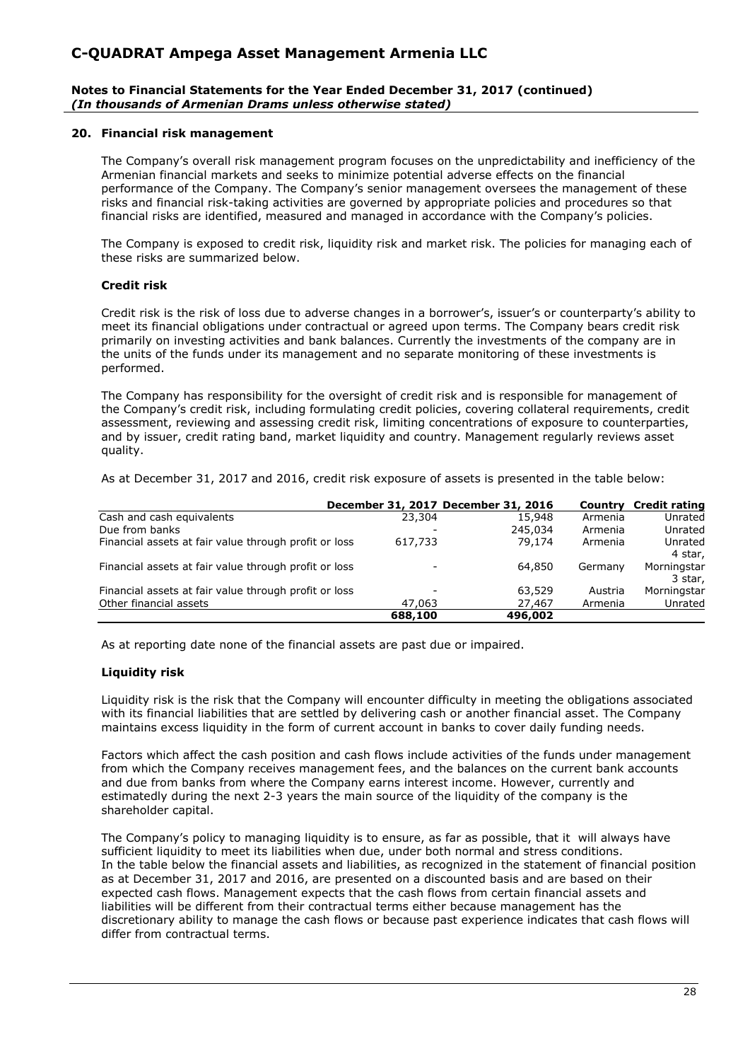## 20. Financial risk management

The Company's overall risk management program focuses on the unpredictability and inefficiency of the Armenian financial markets and seeks to minimize potential adverse effects on the financial performance of the Company. The Company's senior management oversees the management of these risks and financial risk-taking activities are governed by appropriate policies and procedures so that financial risks are identified, measured and managed in accordance with the Company's policies.

The Company is exposed to credit risk, liquidity risk and market risk. The policies for managing each of these risks are summarized below.

### Credit risk

Credit risk is the risk of loss due to adverse changes in a borrower's, issuer's or counterparty's ability to meet its financial obligations under contractual or agreed upon terms. The Company bears credit risk primarily on investing activities and bank balances. Currently the investments of the company are in the units of the funds under its management and no separate monitoring of these investments is performed.

The Company has responsibility for the oversight of credit risk and is responsible for management of the Company's credit risk, including formulating credit policies, covering collateral requirements, credit assessment, reviewing and assessing credit risk, limiting concentrations of exposure to counterparties, and by issuer, credit rating band, market liquidity and country. Management regularly reviews asset quality.

As at December 31, 2017 and 2016, credit risk exposure of assets is presented in the table below:

| | December 31, 2017 | December 31, 2016 | Country | Credit rating |
|---|---|---|---|---|
| Cash and cash equivalents | 23,304 | 15,948 | Armenia | Unrated |
| Due from banks | - | 245,034 | Armenia | Unrated |
| Financial assets at fair value through profit or loss | 617,733 | 79,174 | Armenia | Unrated |
| Financial assets at fair value through profit or loss | - | 64,850 | Germany | 4 star, Morningstar |
| Financial assets at fair value through profit or loss | - | 63,529 | Austria | 3 star, Morningstar |
| Other financial assets | 47,063 | 27,467 | Armenia | Unrated |
| | **688,100** | **496,002** | | |

As at reporting date none of the financial assets are past due or impaired.

### Liquidity risk

Liquidity risk is the risk that the Company will encounter difficulty in meeting the obligations associated with its financial liabilities that are settled by delivering cash or another financial asset. The Company maintains excess liquidity in the form of current account in banks to cover daily funding needs.

Factors which affect the cash position and cash flows include activities of the funds under management from which the Company receives management fees, and the balances on the current bank accounts and due from banks from where the Company earns interest income. However, currently and estimatedly during the next 2-3 years the main source of the liquidity of the company is the shareholder capital.

The Company's policy to managing liquidity is to ensure, as far as possible, that it will always have sufficient liquidity to meet its liabilities when due, under both normal and stress conditions. In the table below the financial assets and liabilities, as recognized in the statement of financial position as at December 31, 2017 and 2016, are presented on a discounted basis and are based on their expected cash flows. Management expects that the cash flows from certain financial assets and liabilities will be different from their contractual terms either because management has the discretionary ability to manage the cash flows or because past experience indicates that cash flows will differ from contractual terms.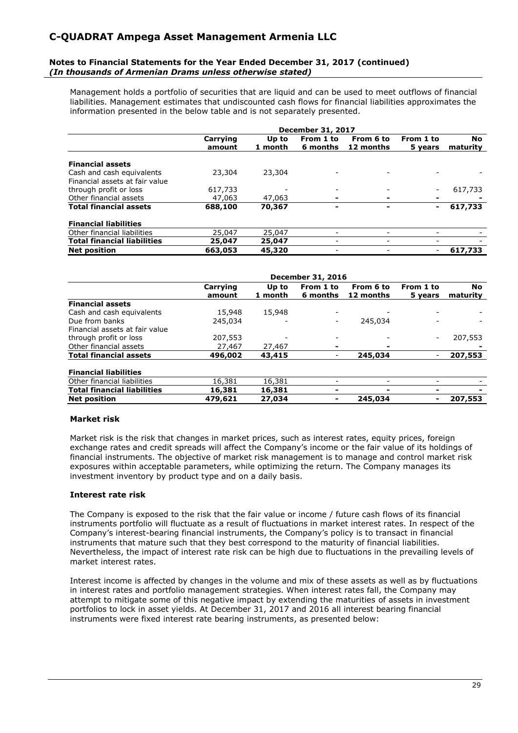Management holds a portfolio of securities that are liquid and can be used to meet outflows of financial liabilities. Management estimates that undiscounted cash flows for financial liabilities approximates the information presented in the below table and is not separately presented.

| | December 31, 2017 | | | | | |
|---|---|---|---|---|---|---|
| | Carrying amount | Up to 1 month | From 1 to 6 months | From 6 to 12 months | From 1 to 5 years | No maturity |
| **Financial assets** | | | | | | |
| Cash and cash equivalents | 23,304 | 23,304 | - | - | - | - |
| Financial assets at fair value through profit or loss | 617,733 | - | - | - | - | 617,733 |
| Other financial assets | 47,063 | 47,063 | - | - | - | - |
| **Total financial assets** | **688,100** | **70,367** | **-** | **-** | **-** | **617,733** |
| **Financial liabilities** | | | | | | |
| Other financial liabilities | 25,047 | 25,047 | - | - | - | - |
| **Total financial liabilities** | **25,047** | **25,047** | - | - | - | - |
| **Net position** | **663,053** | **45,320** | - | - | - | **617,733** |

| | December 31, 2016 | | | | | |
|---|---|---|---|---|---|---|
| | Carrying amount | Up to 1 month | From 1 to 6 months | From 6 to 12 months | From 1 to 5 years | No maturity |
| **Financial assets** | | | | | | |
| Cash and cash equivalents | 15,948 | 15,948 | - | - | - | - |
| Due from banks | 245,034 | - | - | 245,034 | - | - |
| Financial assets at fair value through profit or loss | 207,553 | - | - | - | - | 207,553 |
| Other financial assets | 27,467 | 27,467 | - | - | | - |
| **Total financial assets** | **496,002** | **43,415** | - | **245,034** | - | **207,553** |
| **Financial liabilities** | | | | | | |
| Other financial liabilities | 16,381 | 16,381 | - | - | - | - |
| **Total financial liabilities** | **16,381** | **16,381** | **-** | **-** | **-** | **-** |
| **Net position** | **479,621** | **27,034** | **-** | **245,034** | **-** | **207,553** |

**Market risk**

Market risk is the risk that changes in market prices, such as interest rates, equity prices, foreign exchange rates and credit spreads will affect the Company's income or the fair value of its holdings of financial instruments. The objective of market risk management is to manage and control market risk exposures within acceptable parameters, while optimizing the return. The Company manages its investment inventory by product type and on a daily basis.

**Interest rate risk**

The Company is exposed to the risk that the fair value or income / future cash flows of its financial instruments portfolio will fluctuate as a result of fluctuations in market interest rates. In respect of the Company's interest-bearing financial instruments, the Company's policy is to transact in financial instruments that mature such that they best correspond to the maturity of financial liabilities. Nevertheless, the impact of interest rate risk can be high due to fluctuations in the prevailing levels of market interest rates.

Interest income is affected by changes in the volume and mix of these assets as well as by fluctuations in interest rates and portfolio management strategies. When interest rates fall, the Company may attempt to mitigate some of this negative impact by extending the maturities of assets in investment portfolios to lock in asset yields. At December 31, 2017 and 2016 all interest bearing financial instruments were fixed interest rate bearing instruments, as presented below: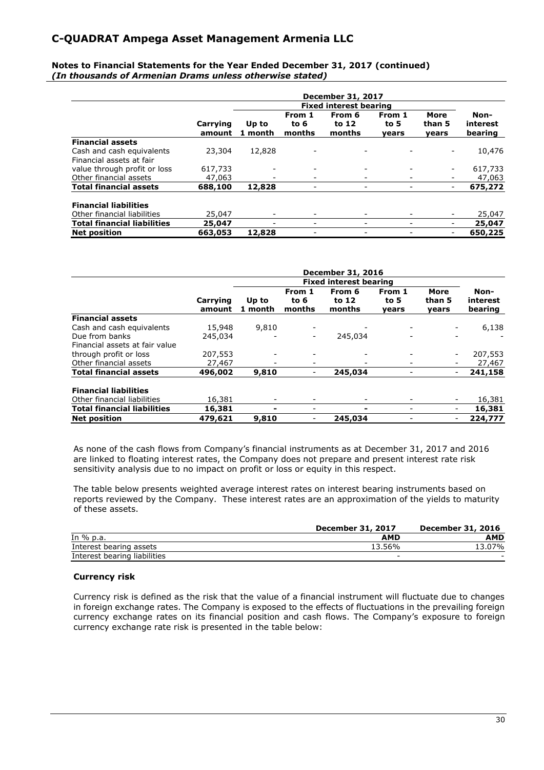**Notes to Financial Statements for the Year Ended December 31, 2017 (continued)**
***(In thousands of Armenian Drams unless otherwise stated)***

| | December 31, 2017 | | | | | | |
|---|---|---|---|---|---|---|---|
| | | Fixed interest bearing | | | | | |
| | Carrying amount | Up to 1 month | From 1 to 6 months | From 6 to 12 months | From 1 to 5 years | More than 5 years | Non-interest bearing |
| **Financial assets** | | | | | | | |
| Cash and cash equivalents | 23,304 | 12,828 | - | - | - | - | 10,476 |
| Financial assets at fair value through profit or loss | 617,733 | - | - | - | - | - | 617,733 |
| Other financial assets | 47,063 | - | - | - | - | - | 47,063 |
| **Total financial assets** | **688,100** | **12,828** | - | - | - | - | **675,272** |
| **Financial liabilities** | | | | | | | |
| Other financial liabilities | 25,047 | - | - | - | - | - | 25,047 |
| **Total financial liabilities** | **25,047** | - | - | - | - | - | **25,047** |
| **Net position** | **663,053** | **12,828** | - | - | - | - | **650,225** |

| | December 31, 2016 | | | | | | |
|---|---|---|---|---|---|---|---|
| | | Fixed interest bearing | | | | | |
| | Carrying amount | Up to 1 month | From 1 to 6 months | From 6 to 12 months | From 1 to 5 years | More than 5 years | Non-interest bearing |
| **Financial assets** | | | | | | | |
| Cash and cash equivalents | 15,948 | 9,810 | - | - | - | - | 6,138 |
| Due from banks | 245,034 | - | - | 245,034 | - | - | - |
| Financial assets at fair value through profit or loss | 207,553 | - | - | - | - | - | 207,553 |
| Other financial assets | 27,467 | - | - | - | - | - | 27,467 |
| **Total financial assets** | **496,002** | **9,810** | - | **245,034** | - | - | **241,158** |
| **Financial liabilities** | | | | | | | |
| Other financial liabilities | 16,381 | - | - | - | - | - | 16,381 |
| **Total financial liabilities** | **16,381** | **-** | - | **-** | - | - | **16,381** |
| **Net position** | **479,621** | **9,810** | - | **245,034** | - | - | **224,777** |

As none of the cash flows from Company's financial instruments as at December 31, 2017 and 2016 are linked to floating interest rates, the Company does not prepare and present interest rate risk sensitivity analysis due to no impact on profit or loss or equity in this respect.

The table below presents weighted average interest rates on interest bearing instruments based on reports reviewed by the Company. These interest rates are an approximation of the yields to maturity of these assets.

| | December 31, 2017 | December 31, 2016 |
|---|---|---|
| In % p.a. | **AMD** | **AMD** |
| Interest bearing assets | 13.56% | 13.07% |
| Interest bearing liabilities | - | - |

### Currency risk

Currency risk is defined as the risk that the value of a financial instrument will fluctuate due to changes in foreign exchange rates. The Company is exposed to the effects of fluctuations in the prevailing foreign currency exchange rates on its financial position and cash flows. The Company's exposure to foreign currency exchange rate risk is presented in the table below: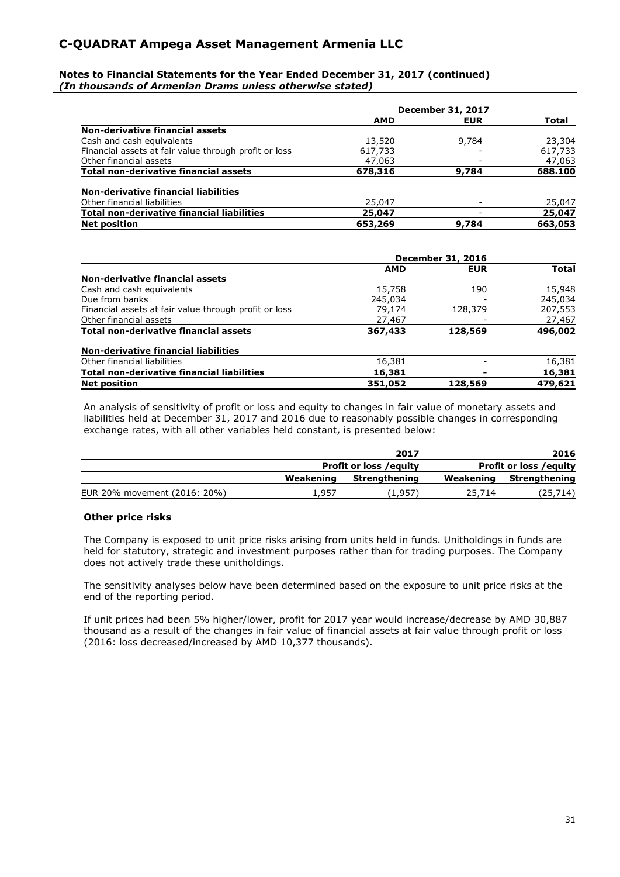**Notes to Financial Statements for the Year Ended December 31, 2017 (continued)**
***(In thousands of Armenian Drams unless otherwise stated)***

| | December 31, 2017 | | |
|---|---|---|---|
| | **AMD** | **EUR** | **Total** |
| **Non-derivative financial assets** | | | |
| Cash and cash equivalents | 13,520 | 9,784 | 23,304 |
| Financial assets at fair value through profit or loss | 617,733 | - | 617,733 |
| Other financial assets | 47,063 | - | 47,063 |
| **Total non-derivative financial assets** | **678,316** | **9,784** | **688.100** |
| **Non-derivative financial liabilities** | | | |
| Other financial liabilities | 25,047 | - | 25,047 |
| **Total non-derivative financial liabilities** | **25,047** | - | **25,047** |
| **Net position** | **653,269** | **9,784** | **663,053** |

| | December 31, 2016 | | |
|---|---|---|---|
| | **AMD** | **EUR** | **Total** |
| **Non-derivative financial assets** | | | |
| Cash and cash equivalents | 15,758 | 190 | 15,948 |
| Due from banks | 245,034 | - | 245,034 |
| Financial assets at fair value through profit or loss | 79,174 | 128,379 | 207,553 |
| Other financial assets | 27,467 | - | 27,467 |
| **Total non-derivative financial assets** | **367,433** | **128,569** | **496,002** |
| **Non-derivative financial liabilities** | | | |
| Other financial liabilities | 16,381 | - | 16,381 |
| **Total non-derivative financial liabilities** | **16,381** | **-** | **16,381** |
| **Net position** | **351,052** | **128,569** | **479,621** |

An analysis of sensitivity of profit or loss and equity to changes in fair value of monetary assets and liabilities held at December 31, 2017 and 2016 due to reasonably possible changes in corresponding exchange rates, with all other variables held constant, is presented below:

| | 2017 | | 2016 | |
|---|---|---|---|---|
| | Profit or loss /equity | | Profit or loss /equity | |
| | **Weakening** | **Strengthening** | **Weakening** | **Strengthening** |
| EUR 20% movement (2016: 20%) | 1,957 | (1,957) | 25,714 | (25,714) |

### Other price risks

The Company is exposed to unit price risks arising from units held in funds. Unitholdings in funds are held for statutory, strategic and investment purposes rather than for trading purposes. The Company does not actively trade these unitholdings.

The sensitivity analyses below have been determined based on the exposure to unit price risks at the end of the reporting period.

If unit prices had been 5% higher/lower, profit for 2017 year would increase/decrease by AMD 30,887 thousand as a result of the changes in fair value of financial assets at fair value through profit or loss (2016: loss decreased/increased by AMD 10,377 thousands).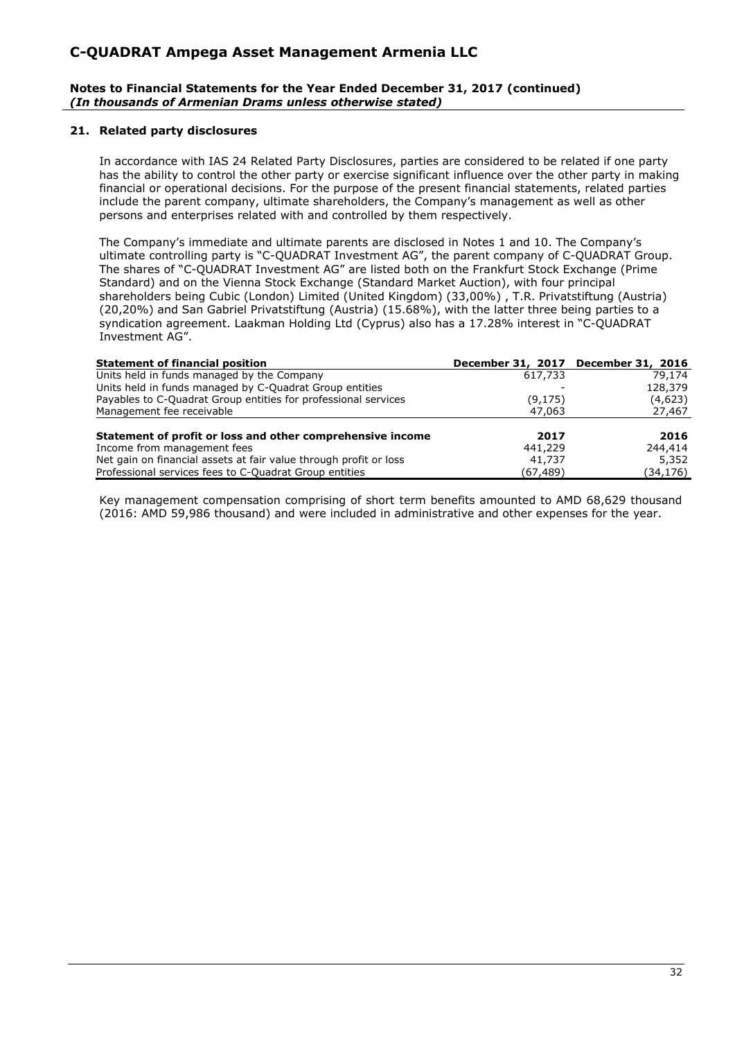# C-QUADRAT Ampega Asset Management Armenia LLC

**Notes to Financial Statements for the Year Ended December 31, 2017 (continued)**
***(In thousands of Armenian Drams unless otherwise stated)***

## 21. Related party disclosures

In accordance with IAS 24 Related Party Disclosures, parties are considered to be related if one party has the ability to control the other party or exercise significant influence over the other party in making financial or operational decisions. For the purpose of the present financial statements, related parties include the parent company, ultimate shareholders, the Company's management as well as other persons and enterprises related with and controlled by them respectively.

The Company's immediate and ultimate parents are disclosed in Notes 1 and 10. The Company's ultimate controlling party is "C-QUADRAT Investment AG", the parent company of C-QUADRAT Group. The shares of "C-QUADRAT Investment AG" are listed both on the Frankfurt Stock Exchange (Prime Standard) and on the Vienna Stock Exchange (Standard Market Auction), with four principal shareholders being Cubic (London) Limited (United Kingdom) (33,00%) , T.R. Privatstiftung (Austria) (20,20%) and San Gabriel Privatstiftung (Austria) (15.68%), with the latter three being parties to a syndication agreement. Laakman Holding Ltd (Cyprus) also has a 17.28% interest in "C-QUADRAT Investment AG".

| **Statement of financial position** | **December 31, 2017** | **December 31, 2016** |
|---|---|---|
| Units held in funds managed by the Company | 617,733 | 79,174 |
| Units held in funds managed by C-Quadrat Group entities | - | 128,379 |
| Payables to C-Quadrat Group entities for professional services | (9,175) | (4,623) |
| Management fee receivable | 47,063 | 27,467 |
| **Statement of profit or loss and other comprehensive income** | **2017** | **2016** |
| Income from management fees | 441,229 | 244,414 |
| Net gain on financial assets at fair value through profit or loss | 41,737 | 5,352 |
| Professional services fees to C-Quadrat Group entities | (67,489) | (34,176) |

Key management compensation comprising of short term benefits amounted to AMD 68,629 thousand (2016: AMD 59,986 thousand) and were included in administrative and other expenses for the year.